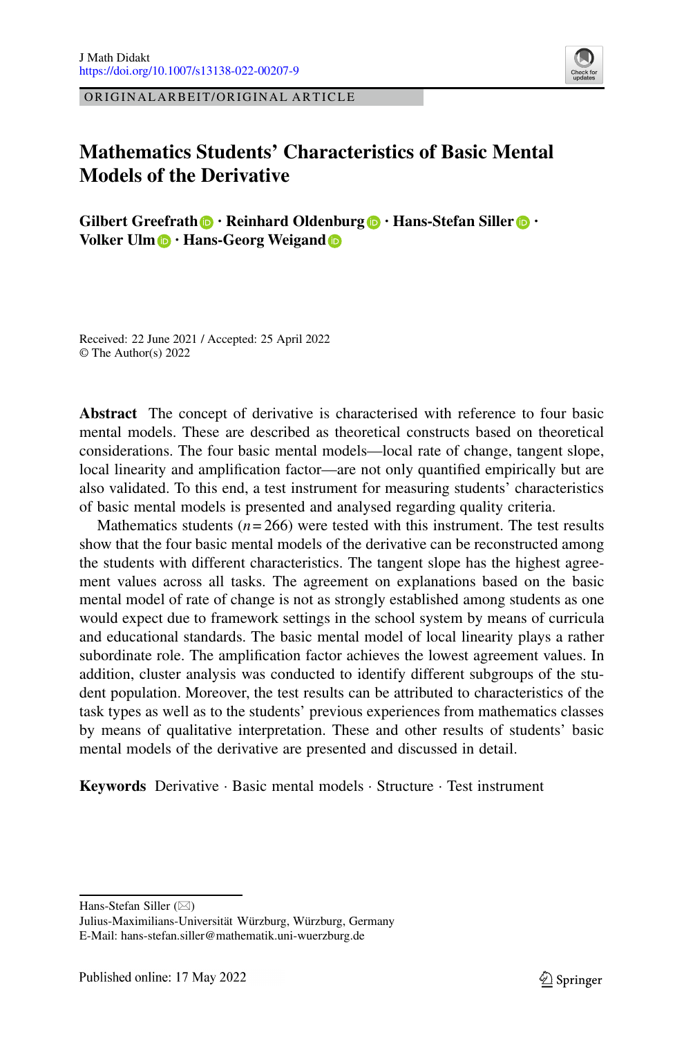ORIGINALARBEIT/ORIGINAL ARTICLE

# Mathematics Students' Characteristics of Basic Mental Models of the Derivative

**Gilbert Greefrath · Reinhard Oldenburg · Hans-Stefan Siller · Volker Ulm · Hans-Georg Weigand**

Received: 22 June 2021 / Accepted: 25 April 2022
© The Author(s) 2022

**Abstract** The concept of derivative is characterised with reference to four basic mental models. These are described as theoretical constructs based on theoretical considerations. The four basic mental models—local rate of change, tangent slope, local linearity and amplification factor—are not only quantified empirically but are also validated. To this end, a test instrument for measuring students' characteristics of basic mental models is presented and analysed regarding quality criteria.

Mathematics students ($n = 266$) were tested with this instrument. The test results show that the four basic mental models of the derivative can be reconstructed among the students with different characteristics. The tangent slope has the highest agreement values across all tasks. The agreement on explanations based on the basic mental model of rate of change is not as strongly established among students as one would expect due to framework settings in the school system by means of curricula and educational standards. The basic mental model of local linearity plays a rather subordinate role. The amplification factor achieves the lowest agreement values. In addition, cluster analysis was conducted to identify different subgroups of the student population. Moreover, the test results can be attributed to characteristics of the task types as well as to the students' previous experiences from mathematics classes by means of qualitative interpretation. These and other results of students' basic mental models of the derivative are presented and discussed in detail.

**Keywords** Derivative · Basic mental models · Structure · Test instrument

Hans-Stefan Siller (✉)
Julius-Maximilians-Universität Würzburg, Würzburg, Germany
E-Mail: hans-stefan.siller@mathematik.uni-wuerzburg.de

Published online: 17 May 2022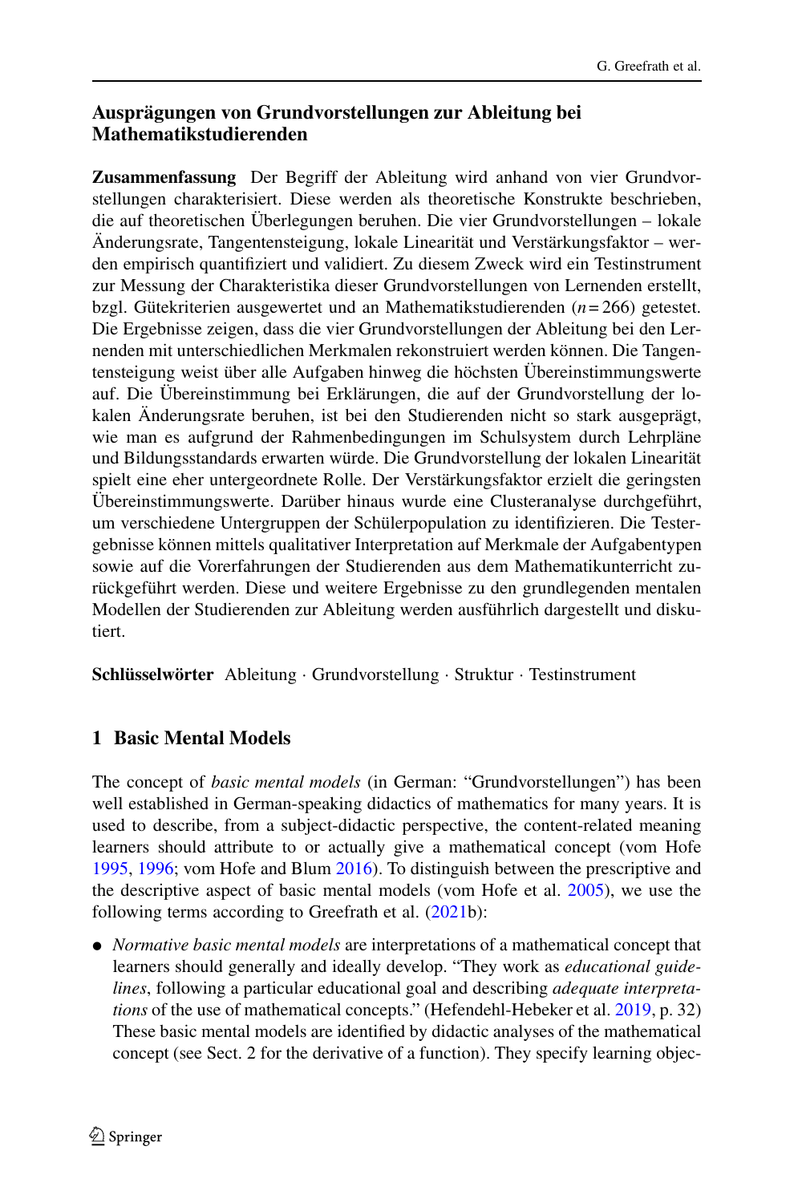## Ausprägungen von Grundvorstellungen zur Ableitung bei Mathematikstudierenden

**Zusammenfassung** Der Begriff der Ableitung wird anhand von vier Grundvorstellungen charakterisiert. Diese werden als theoretische Konstrukte beschrieben, die auf theoretischen Überlegungen beruhen. Die vier Grundvorstellungen – lokale Änderungsrate, Tangentensteigung, lokale Linearität und Verstärkungsfaktor – werden empirisch quantifiziert und validiert. Zu diesem Zweck wird ein Testinstrument zur Messung der Charakteristika dieser Grundvorstellungen von Lernenden erstellt, bzgl. Gütekriterien ausgewertet und an Mathematikstudierenden ($n = 266$) getestet. Die Ergebnisse zeigen, dass die vier Grundvorstellungen der Ableitung bei den Lernenden mit unterschiedlichen Merkmalen rekonstruiert werden können. Die Tangentensteigung weist über alle Aufgaben hinweg die höchsten Übereinstimmungswerte auf. Die Übereinstimmung bei Erklärungen, die auf der Grundvorstellung der lokalen Änderungsrate beruhen, ist bei den Studierenden nicht so stark ausgeprägt, wie man es aufgrund der Rahmenbedingungen im Schulsystem durch Lehrpläne und Bildungsstandards erwarten würde. Die Grundvorstellung der lokalen Linearität spielt eine eher untergeordnete Rolle. Der Verstärkungsfaktor erzielt die geringsten Übereinstimmungswerte. Darüber hinaus wurde eine Clusteranalyse durchgeführt, um verschiedene Untergruppen der Schülerpopulation zu identifizieren. Die Testergebnisse können mittels qualitativer Interpretation auf Merkmale der Aufgabentypen sowie auf die Vorerfahrungen der Studierenden aus dem Mathematikunterricht zurückgeführt werden. Diese und weitere Ergebnisse zu den grundlegenden mentalen Modellen der Studierenden zur Ableitung werden ausführlich dargestellt und diskutiert.

**Schlüsselwörter** Ableitung · Grundvorstellung · Struktur · Testinstrument

## 1 Basic Mental Models

The concept of *basic mental models* (in German: "Grundvorstellungen") has been well established in German-speaking didactics of mathematics for many years. It is used to describe, from a subject-didactic perspective, the content-related meaning learners should attribute to or actually give a mathematical concept (vom Hofe 1995, 1996; vom Hofe and Blum 2016). To distinguish between the prescriptive and the descriptive aspect of basic mental models (vom Hofe et al. 2005), we use the following terms according to Greefrath et al. (2021b):

- *Normative basic mental models* are interpretations of a mathematical concept that learners should generally and ideally develop. "They work as *educational guidelines*, following a particular educational goal and describing *adequate interpretations* of the use of mathematical concepts." (Hefendehl-Hebeker et al. 2019, p. 32) These basic mental models are identified by didactic analyses of the mathematical concept (see Sect. 2 for the derivative of a function). They specify learning objec-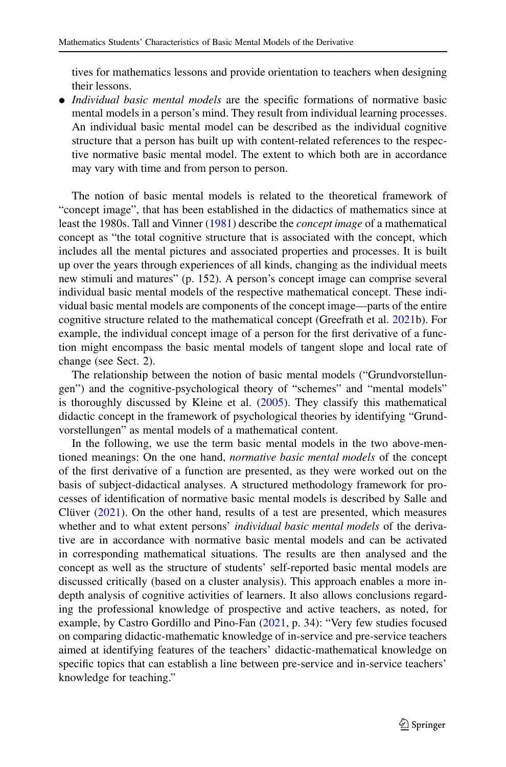tives for mathematics lessons and provide orientation to teachers when designing their lessons.

- *Individual basic mental models* are the specific formations of normative basic mental models in a person's mind. They result from individual learning processes. An individual basic mental model can be described as the individual cognitive structure that a person has built up with content-related references to the respective normative basic mental model. The extent to which both are in accordance may vary with time and from person to person.

The notion of basic mental models is related to the theoretical framework of "concept image", that has been established in the didactics of mathematics since at least the 1980s. Tall and Vinner (1981) describe the *concept image* of a mathematical concept as "the total cognitive structure that is associated with the concept, which includes all the mental pictures and associated properties and processes. It is built up over the years through experiences of all kinds, changing as the individual meets new stimuli and matures" (p. 152). A person's concept image can comprise several individual basic mental models of the respective mathematical concept. These individual basic mental models are components of the concept image—parts of the entire cognitive structure related to the mathematical concept (Greefrath et al. 2021b). For example, the individual concept image of a person for the first derivative of a function might encompass the basic mental models of tangent slope and local rate of change (see Sect. 2).

The relationship between the notion of basic mental models ("Grundvorstellungen") and the cognitive-psychological theory of "schemes" and "mental models" is thoroughly discussed by Kleine et al. (2005). They classify this mathematical didactic concept in the framework of psychological theories by identifying "Grundvorstellungen" as mental models of a mathematical content.

In the following, we use the term basic mental models in the two above-mentioned meanings: On the one hand, *normative basic mental models* of the concept of the first derivative of a function are presented, as they were worked out on the basis of subject-didactical analyses. A structured methodology framework for processes of identification of normative basic mental models is described by Salle and Clüver (2021). On the other hand, results of a test are presented, which measures whether and to what extent persons' *individual basic mental models* of the derivative are in accordance with normative basic mental models and can be activated in corresponding mathematical situations. The results are then analysed and the concept as well as the structure of students' self-reported basic mental models are discussed critically (based on a cluster analysis). This approach enables a more in-depth analysis of cognitive activities of learners. It also allows conclusions regarding the professional knowledge of prospective and active teachers, as noted, for example, by Castro Gordillo and Pino-Fan (2021, p. 34): "Very few studies focused on comparing didactic-mathematic knowledge of in-service and pre-service teachers aimed at identifying features of the teachers' didactic-mathematical knowledge on specific topics that can establish a line between pre-service and in-service teachers' knowledge for teaching."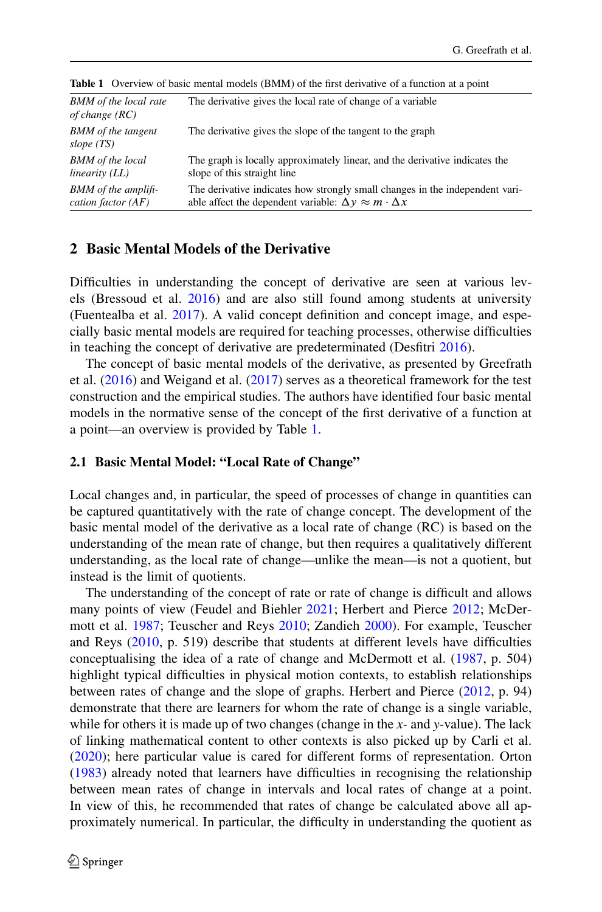**Table 1** Overview of basic mental models (BMM) of the first derivative of a function at a point

| | |
|---|---|
| *BMM of the local rate of change (RC)* | The derivative gives the local rate of change of a variable |
| *BMM of the tangent slope (TS)* | The derivative gives the slope of the tangent to the graph |
| *BMM of the local linearity (LL)* | The graph is locally approximately linear, and the derivative indicates the slope of this straight line |
| *BMM of the amplification factor (AF)* | The derivative indicates how strongly small changes in the independent variable affect the dependent variable: $\Delta y \approx m \cdot \Delta x$ |

## 2 Basic Mental Models of the Derivative

Difficulties in understanding the concept of derivative are seen at various levels (Bressoud et al. 2016) and are also still found among students at university (Fuentealba et al. 2017). A valid concept definition and concept image, and especially basic mental models are required for teaching processes, otherwise difficulties in teaching the concept of derivative are predeterminated (Desfitri 2016).

The concept of basic mental models of the derivative, as presented by Greefrath et al. (2016) and Weigand et al. (2017) serves as a theoretical framework for the test construction and the empirical studies. The authors have identified four basic mental models in the normative sense of the concept of the first derivative of a function at a point—an overview is provided by Table 1.

### 2.1 Basic Mental Model: "Local Rate of Change"

Local changes and, in particular, the speed of processes of change in quantities can be captured quantitatively with the rate of change concept. The development of the basic mental model of the derivative as a local rate of change (RC) is based on the understanding of the mean rate of change, but then requires a qualitatively different understanding, as the local rate of change—unlike the mean—is not a quotient, but instead is the limit of quotients.

The understanding of the concept of rate or rate of change is difficult and allows many points of view (Feudel and Biehler 2021; Herbert and Pierce 2012; McDermott et al. 1987; Teuscher and Reys 2010; Zandieh 2000). For example, Teuscher and Reys (2010, p. 519) describe that students at different levels have difficulties conceptualising the idea of a rate of change and McDermott et al. (1987, p. 504) highlight typical difficulties in physical motion contexts, to establish relationships between rates of change and the slope of graphs. Herbert and Pierce (2012, p. 94) demonstrate that there are learners for whom the rate of change is a single variable, while for others it is made up of two changes (change in the *x*- and *y*-value). The lack of linking mathematical content to other contexts is also picked up by Carli et al. (2020); here particular value is cared for different forms of representation. Orton (1983) already noted that learners have difficulties in recognising the relationship between mean rates of change in intervals and local rates of change at a point. In view of this, he recommended that rates of change be calculated above all approximately numerical. In particular, the difficulty in understanding the quotient as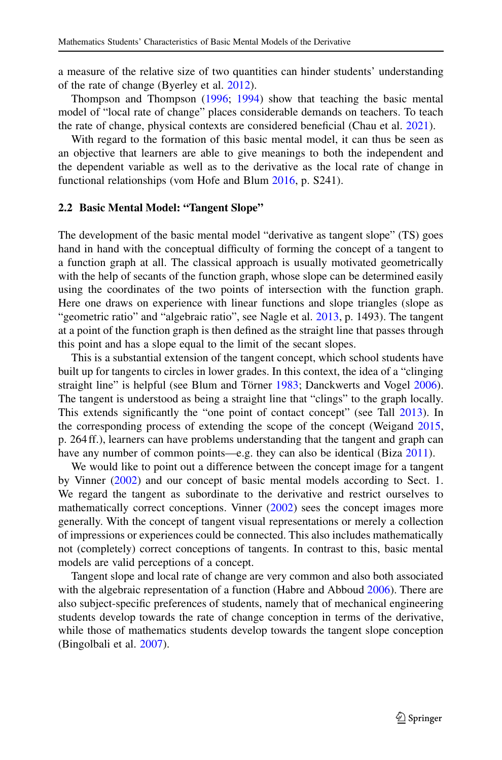a measure of the relative size of two quantities can hinder students' understanding of the rate of change (Byerley et al. 2012).

Thompson and Thompson (1996; 1994) show that teaching the basic mental model of "local rate of change" places considerable demands on teachers. To teach the rate of change, physical contexts are considered beneficial (Chau et al. 2021).

With regard to the formation of this basic mental model, it can thus be seen as an objective that learners are able to give meanings to both the independent and the dependent variable as well as to the derivative as the local rate of change in functional relationships (vom Hofe and Blum 2016, p. S241).

### 2.2 Basic Mental Model: "Tangent Slope"

The development of the basic mental model "derivative as tangent slope" (TS) goes hand in hand with the conceptual difficulty of forming the concept of a tangent to a function graph at all. The classical approach is usually motivated geometrically with the help of secants of the function graph, whose slope can be determined easily using the coordinates of the two points of intersection with the function graph. Here one draws on experience with linear functions and slope triangles (slope as "geometric ratio" and "algebraic ratio", see Nagle et al. 2013, p. 1493). The tangent at a point of the function graph is then defined as the straight line that passes through this point and has a slope equal to the limit of the secant slopes.

This is a substantial extension of the tangent concept, which school students have built up for tangents to circles in lower grades. In this context, the idea of a "clinging straight line" is helpful (see Blum and Törner 1983; Danckwerts and Vogel 2006). The tangent is understood as being a straight line that "clings" to the graph locally. This extends significantly the "one point of contact concept" (see Tall 2013). In the corresponding process of extending the scope of the concept (Weigand 2015, p. 264 ff.), learners can have problems understanding that the tangent and graph can have any number of common points—e.g. they can also be identical (Biza 2011).

We would like to point out a difference between the concept image for a tangent by Vinner (2002) and our concept of basic mental models according to Sect. 1. We regard the tangent as subordinate to the derivative and restrict ourselves to mathematically correct conceptions. Vinner (2002) sees the concept images more generally. With the concept of tangent visual representations or merely a collection of impressions or experiences could be connected. This also includes mathematically not (completely) correct conceptions of tangents. In contrast to this, basic mental models are valid perceptions of a concept.

Tangent slope and local rate of change are very common and also both associated with the algebraic representation of a function (Habre and Abboud 2006). There are also subject-specific preferences of students, namely that of mechanical engineering students develop towards the rate of change conception in terms of the derivative, while those of mathematics students develop towards the tangent slope conception (Bingolbali et al. 2007).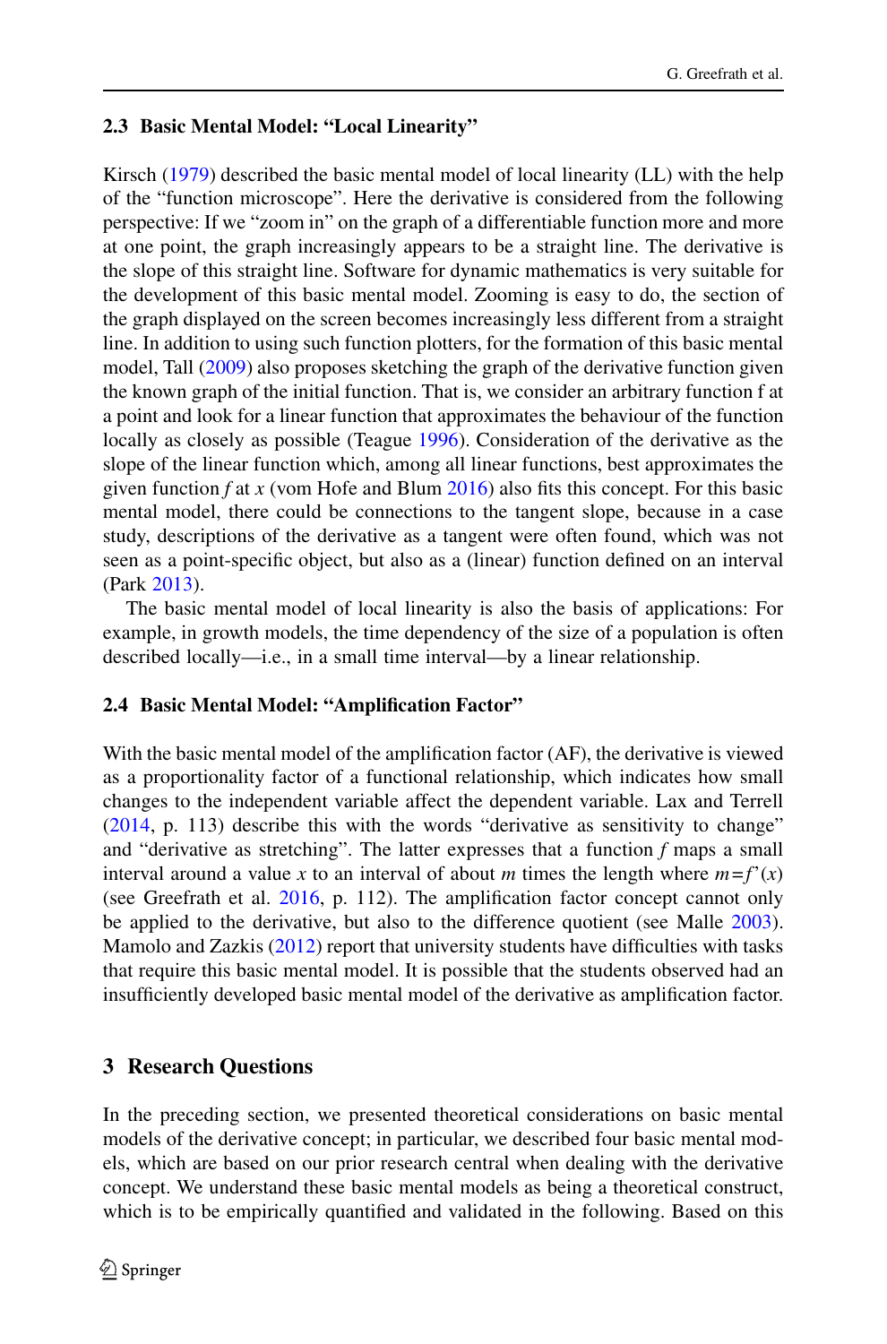### 2.3 Basic Mental Model: "Local Linearity"

Kirsch (1979) described the basic mental model of local linearity (LL) with the help of the "function microscope". Here the derivative is considered from the following perspective: If we "zoom in" on the graph of a differentiable function more and more at one point, the graph increasingly appears to be a straight line. The derivative is the slope of this straight line. Software for dynamic mathematics is very suitable for the development of this basic mental model. Zooming is easy to do, the section of the graph displayed on the screen becomes increasingly less different from a straight line. In addition to using such function plotters, for the formation of this basic mental model, Tall (2009) also proposes sketching the graph of the derivative function given the known graph of the initial function. That is, we consider an arbitrary function f at a point and look for a linear function that approximates the behaviour of the function locally as closely as possible (Teague 1996). Consideration of the derivative as the slope of the linear function which, among all linear functions, best approximates the given function $f$ at $x$ (vom Hofe and Blum 2016) also fits this concept. For this basic mental model, there could be connections to the tangent slope, because in a case study, descriptions of the derivative as a tangent were often found, which was not seen as a point-specific object, but also as a (linear) function defined on an interval (Park 2013).

The basic mental model of local linearity is also the basis of applications: For example, in growth models, the time dependency of the size of a population is often described locally—i.e., in a small time interval—by a linear relationship.

### 2.4 Basic Mental Model: "Amplification Factor"

With the basic mental model of the amplification factor (AF), the derivative is viewed as a proportionality factor of a functional relationship, which indicates how small changes to the independent variable affect the dependent variable. Lax and Terrell (2014, p. 113) describe this with the words "derivative as sensitivity to change" and "derivative as stretching". The latter expresses that a function $f$ maps a small interval around a value $x$ to an interval of about $m$ times the length where $m = f'(x)$ (see Greefrath et al. 2016, p. 112). The amplification factor concept cannot only be applied to the derivative, but also to the difference quotient (see Malle 2003). Mamolo and Zazkis (2012) report that university students have difficulties with tasks that require this basic mental model. It is possible that the students observed had an insufficiently developed basic mental model of the derivative as amplification factor.

## 3 Research Questions

In the preceding section, we presented theoretical considerations on basic mental models of the derivative concept; in particular, we described four basic mental models, which are based on our prior research central when dealing with the derivative concept. We understand these basic mental models as being a theoretical construct, which is to be empirically quantified and validated in the following. Based on this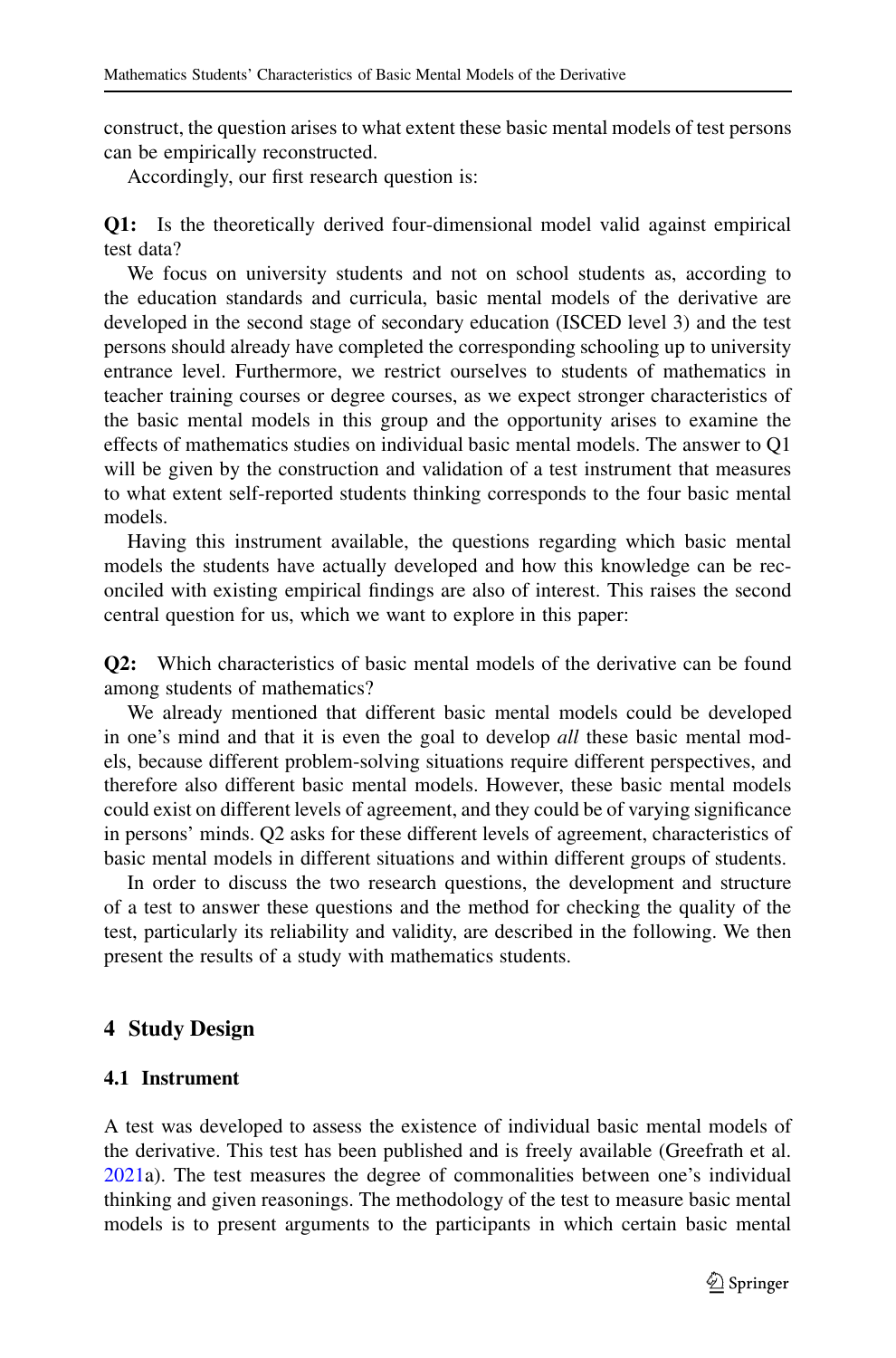construct, the question arises to what extent these basic mental models of test persons can be empirically reconstructed.

Accordingly, our first research question is:

**Q1:** Is the theoretically derived four-dimensional model valid against empirical test data?

We focus on university students and not on school students as, according to the education standards and curricula, basic mental models of the derivative are developed in the second stage of secondary education (ISCED level 3) and the test persons should already have completed the corresponding schooling up to university entrance level. Furthermore, we restrict ourselves to students of mathematics in teacher training courses or degree courses, as we expect stronger characteristics of the basic mental models in this group and the opportunity arises to examine the effects of mathematics studies on individual basic mental models. The answer to Q1 will be given by the construction and validation of a test instrument that measures to what extent self-reported students thinking corresponds to the four basic mental models.

Having this instrument available, the questions regarding which basic mental models the students have actually developed and how this knowledge can be reconciled with existing empirical findings are also of interest. This raises the second central question for us, which we want to explore in this paper:

**Q2:** Which characteristics of basic mental models of the derivative can be found among students of mathematics?

We already mentioned that different basic mental models could be developed in one's mind and that it is even the goal to develop *all* these basic mental models, because different problem-solving situations require different perspectives, and therefore also different basic mental models. However, these basic mental models could exist on different levels of agreement, and they could be of varying significance in persons' minds. Q2 asks for these different levels of agreement, characteristics of basic mental models in different situations and within different groups of students.

In order to discuss the two research questions, the development and structure of a test to answer these questions and the method for checking the quality of the test, particularly its reliability and validity, are described in the following. We then present the results of a study with mathematics students.

## 4 Study Design

### 4.1 Instrument

A test was developed to assess the existence of individual basic mental models of the derivative. This test has been published and is freely available (Greefrath et al. 2021a). The test measures the degree of commonalities between one's individual thinking and given reasonings. The methodology of the test to measure basic mental models is to present arguments to the participants in which certain basic mental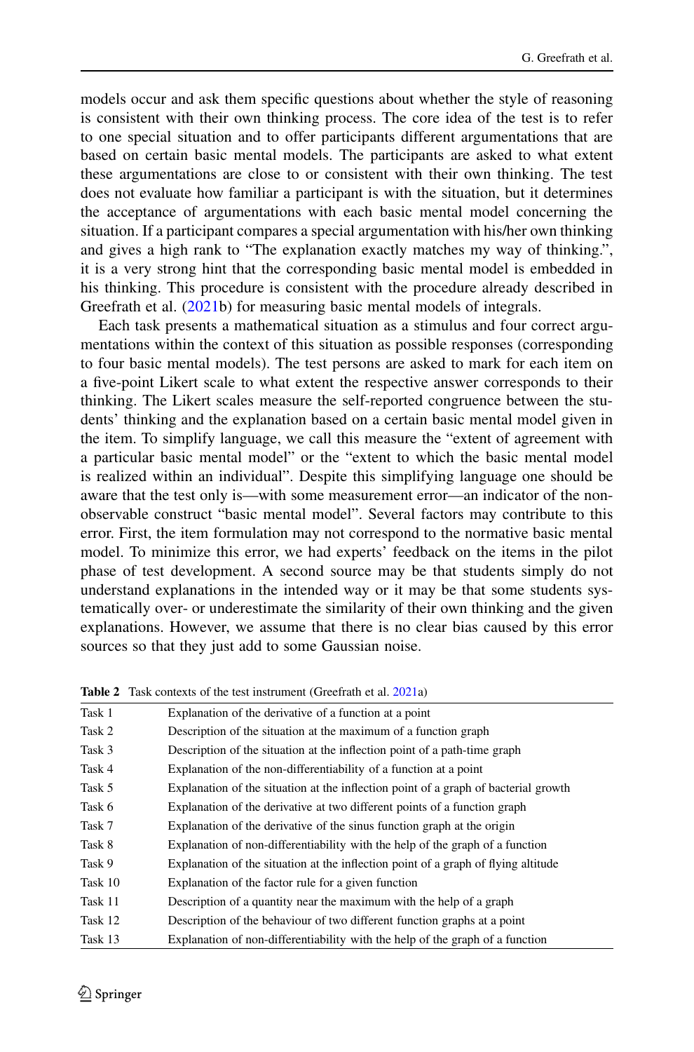models occur and ask them specific questions about whether the style of reasoning is consistent with their own thinking process. The core idea of the test is to refer to one special situation and to offer participants different argumentations that are based on certain basic mental models. The participants are asked to what extent these argumentations are close to or consistent with their own thinking. The test does not evaluate how familiar a participant is with the situation, but it determines the acceptance of argumentations with each basic mental model concerning the situation. If a participant compares a special argumentation with his/her own thinking and gives a high rank to "The explanation exactly matches my way of thinking.", it is a very strong hint that the corresponding basic mental model is embedded in his thinking. This procedure is consistent with the procedure already described in Greefrath et al. (2021b) for measuring basic mental models of integrals.

Each task presents a mathematical situation as a stimulus and four correct argumentations within the context of this situation as possible responses (corresponding to four basic mental models). The test persons are asked to mark for each item on a five-point Likert scale to what extent the respective answer corresponds to their thinking. The Likert scales measure the self-reported congruence between the students' thinking and the explanation based on a certain basic mental model given in the item. To simplify language, we call this measure the "extent of agreement with a particular basic mental model" or the "extent to which the basic mental model is realized within an individual". Despite this simplifying language one should be aware that the test only is—with some measurement error—an indicator of the non-observable construct "basic mental model". Several factors may contribute to this error. First, the item formulation may not correspond to the normative basic mental model. To minimize this error, we had experts' feedback on the items in the pilot phase of test development. A second source may be that students simply do not understand explanations in the intended way or it may be that some students systematically over- or underestimate the similarity of their own thinking and the given explanations. However, we assume that there is no clear bias caused by this error sources so that they just add to some Gaussian noise.

**Table 2** Task contexts of the test instrument (Greefrath et al. 2021a)

| | |
|---|---|
| Task 1 | Explanation of the derivative of a function at a point |
| Task 2 | Description of the situation at the maximum of a function graph |
| Task 3 | Description of the situation at the inflection point of a path-time graph |
| Task 4 | Explanation of the non-differentiability of a function at a point |
| Task 5 | Explanation of the situation at the inflection point of a graph of bacterial growth |
| Task 6 | Explanation of the derivative at two different points of a function graph |
| Task 7 | Explanation of the derivative of the sinus function graph at the origin |
| Task 8 | Explanation of non-differentiability with the help of the graph of a function |
| Task 9 | Explanation of the situation at the inflection point of a graph of flying altitude |
| Task 10 | Explanation of the factor rule for a given function |
| Task 11 | Description of a quantity near the maximum with the help of a graph |
| Task 12 | Description of the behaviour of two different function graphs at a point |
| Task 13 | Explanation of non-differentiability with the help of the graph of a function |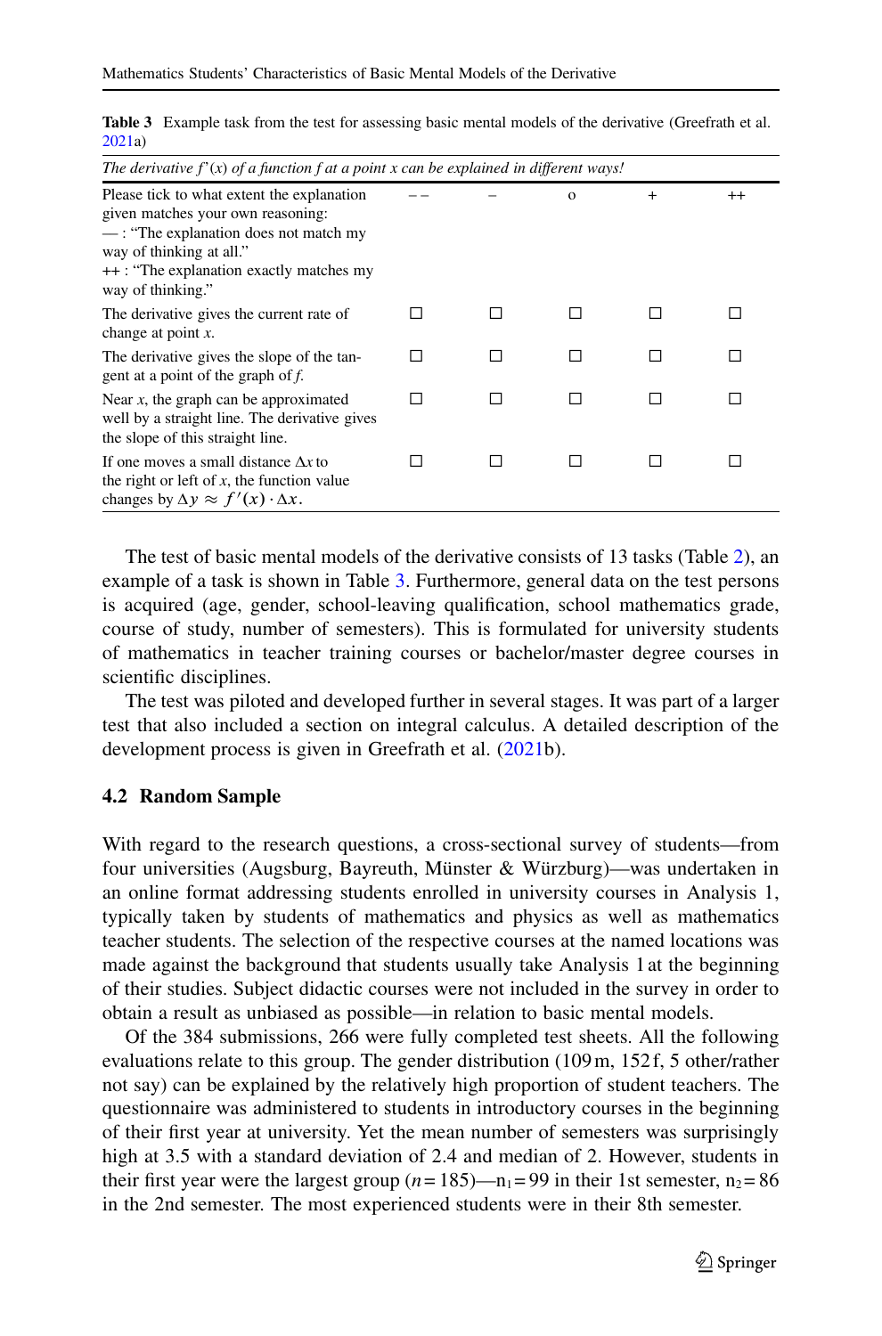**Table 3** Example task from the test for assessing basic mental models of the derivative (Greefrath et al. 2021a)

| *The derivative f'(x) of a function f at a point x can be explained in different ways!* | | | | | |
|---|---|---|---|---|---|
| Please tick to what extent the explanation given matches your own reasoning:<br>—: "The explanation does not match my way of thinking at all."<br>++: "The explanation exactly matches my way of thinking." | – – | – | o | + | ++ |
| The derivative gives the current rate of change at point *x*. | ☐ | ☐ | ☐ | ☐ | ☐ |
| The derivative gives the slope of the tangent at a point of the graph of *f*. | ☐ | ☐ | ☐ | ☐ | ☐ |
| Near *x*, the graph can be approximated well by a straight line. The derivative gives the slope of this straight line. | ☐ | ☐ | ☐ | ☐ | ☐ |
| If one moves a small distance $\Delta x$ to the right or left of *x*, the function value changes by $\Delta y \approx f'(x) \cdot \Delta x$. | ☐ | ☐ | ☐ | ☐ | ☐ |

The test of basic mental models of the derivative consists of 13 tasks (Table 2), an example of a task is shown in Table 3. Furthermore, general data on the test persons is acquired (age, gender, school-leaving qualification, school mathematics grade, course of study, number of semesters). This is formulated for university students of mathematics in teacher training courses or bachelor/master degree courses in scientific disciplines.

The test was piloted and developed further in several stages. It was part of a larger test that also included a section on integral calculus. A detailed description of the development process is given in Greefrath et al. (2021b).

### 4.2 Random Sample

With regard to the research questions, a cross-sectional survey of students—from four universities (Augsburg, Bayreuth, Münster & Würzburg)—was undertaken in an online format addressing students enrolled in university courses in Analysis 1, typically taken by students of mathematics and physics as well as mathematics teacher students. The selection of the respective courses at the named locations was made against the background that students usually take Analysis 1 at the beginning of their studies. Subject didactic courses were not included in the survey in order to obtain a result as unbiased as possible—in relation to basic mental models.

Of the 384 submissions, 266 were fully completed test sheets. All the following evaluations relate to this group. The gender distribution (109 m, 152 f, 5 other/rather not say) can be explained by the relatively high proportion of student teachers. The questionnaire was administered to students in introductory courses in the beginning of their first year at university. Yet the mean number of semesters was surprisingly high at 3.5 with a standard deviation of 2.4 and median of 2. However, students in their first year were the largest group ($n = 185$)—$n_1 = 99$ in their 1st semester, $n_2 = 86$ in the 2nd semester. The most experienced students were in their 8th semester.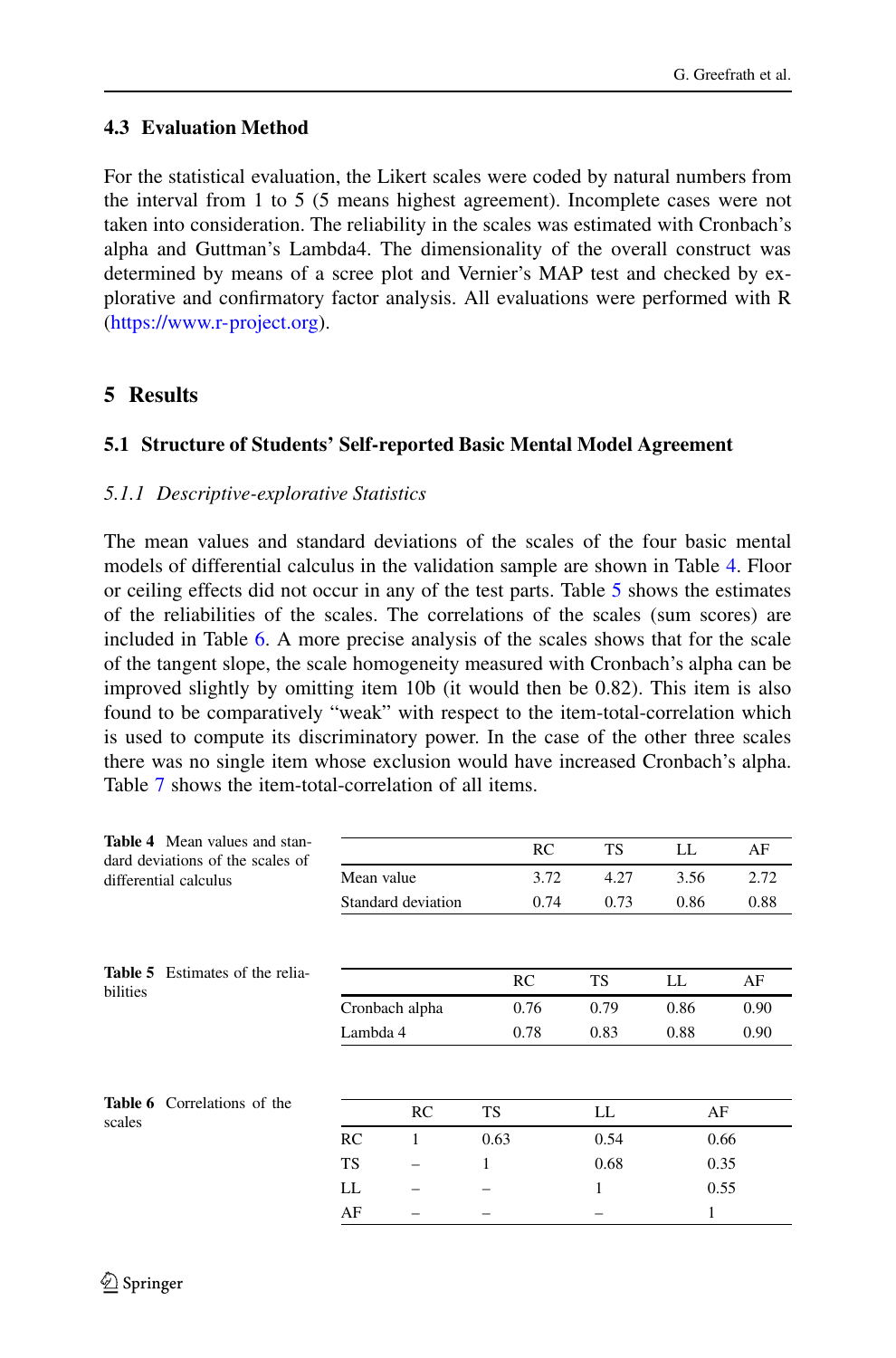### 4.3 Evaluation Method

For the statistical evaluation, the Likert scales were coded by natural numbers from the interval from 1 to 5 (5 means highest agreement). Incomplete cases were not taken into consideration. The reliability in the scales was estimated with Cronbach's alpha and Guttman's Lambda4. The dimensionality of the overall construct was determined by means of a scree plot and Vernier's MAP test and checked by explorative and confirmatory factor analysis. All evaluations were performed with R (https://www.r-project.org).

## 5 Results

### 5.1 Structure of Students' Self-reported Basic Mental Model Agreement

#### *5.1.1 Descriptive-explorative Statistics*

The mean values and standard deviations of the scales of the four basic mental models of differential calculus in the validation sample are shown in Table 4. Floor or ceiling effects did not occur in any of the test parts. Table 5 shows the estimates of the reliabilities of the scales. The correlations of the scales (sum scores) are included in Table 6. A more precise analysis of the scales shows that for the scale of the tangent slope, the scale homogeneity measured with Cronbach's alpha can be improved slightly by omitting item 10b (it would then be 0.82). This item is also found to be comparatively "weak" with respect to the item-total-correlation which is used to compute its discriminatory power. In the case of the other three scales there was no single item whose exclusion would have increased Cronbach's alpha. Table 7 shows the item-total-correlation of all items.

**Table 4** Mean values and standard deviations of the scales of differential calculus

| | RC | TS | LL | AF |
|---|---|---|---|---|
| Mean value | 3.72 | 4.27 | 3.56 | 2.72 |
| Standard deviation | 0.74 | 0.73 | 0.86 | 0.88 |

**Table 5** Estimates of the reliabilities

| | RC | TS | LL | AF |
|---|---|---|---|---|
| Cronbach alpha | 0.76 | 0.79 | 0.86 | 0.90 |
| Lambda 4 | 0.78 | 0.83 | 0.88 | 0.90 |

**Table 6** Correlations of the scales

| | RC | TS | LL | AF |
|---|---|---|---|---|
| RC | 1 | 0.63 | 0.54 | 0.66 |
| TS | – | 1 | 0.68 | 0.35 |
| LL | – | – | 1 | 0.55 |
| AF | – | – | – | 1 |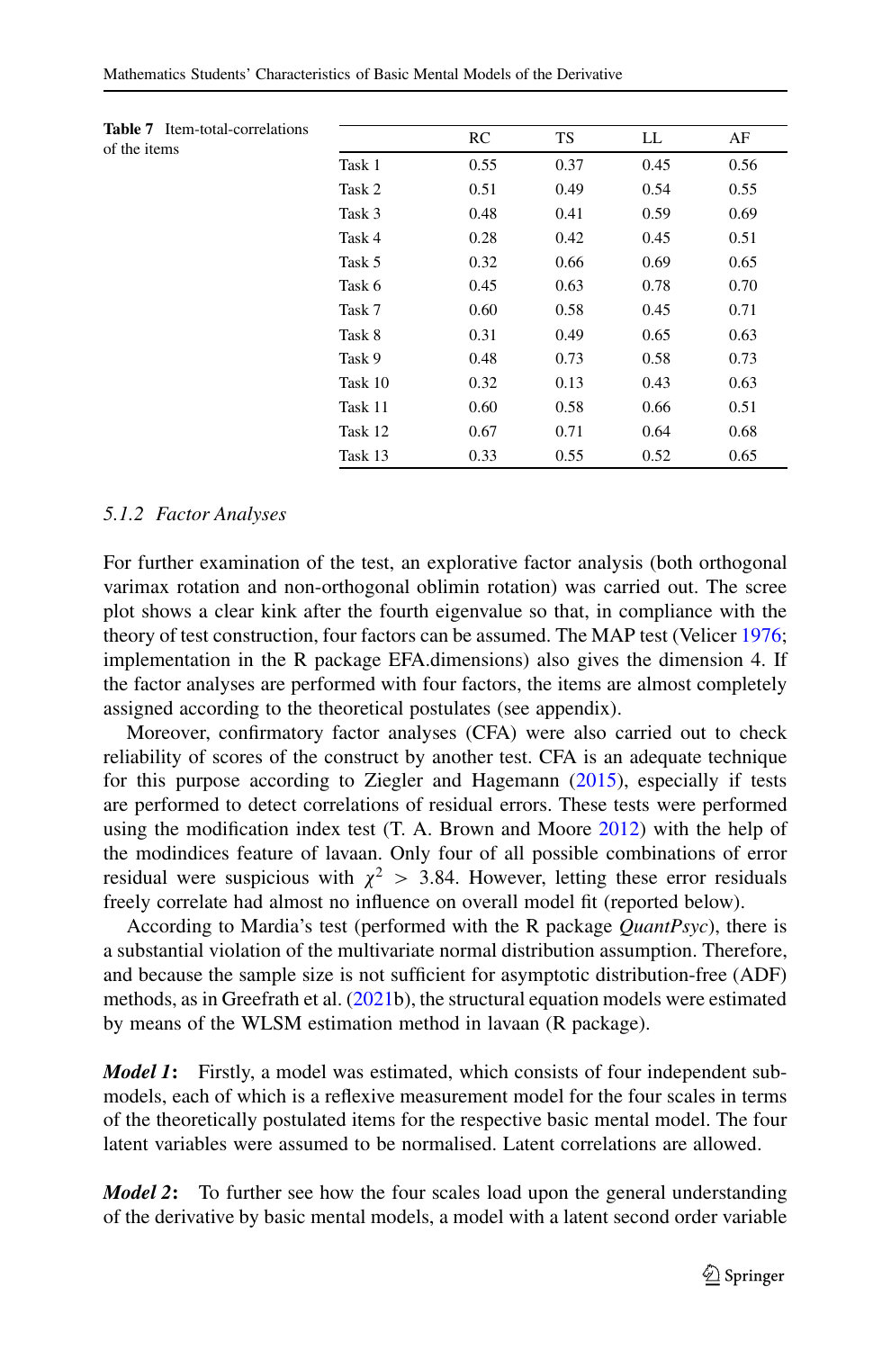**Table 7** Item-total-correlations of the items

| | RC | TS | LL | AF |
|---|---|---|---|---|
| Task 1 | 0.55 | 0.37 | 0.45 | 0.56 |
| Task 2 | 0.51 | 0.49 | 0.54 | 0.55 |
| Task 3 | 0.48 | 0.41 | 0.59 | 0.69 |
| Task 4 | 0.28 | 0.42 | 0.45 | 0.51 |
| Task 5 | 0.32 | 0.66 | 0.69 | 0.65 |
| Task 6 | 0.45 | 0.63 | 0.78 | 0.70 |
| Task 7 | 0.60 | 0.58 | 0.45 | 0.71 |
| Task 8 | 0.31 | 0.49 | 0.65 | 0.63 |
| Task 9 | 0.48 | 0.73 | 0.58 | 0.73 |
| Task 10 | 0.32 | 0.13 | 0.43 | 0.63 |
| Task 11 | 0.60 | 0.58 | 0.66 | 0.51 |
| Task 12 | 0.67 | 0.71 | 0.64 | 0.68 |
| Task 13 | 0.33 | 0.55 | 0.52 | 0.65 |

### *5.1.2 Factor Analyses*

For further examination of the test, an explorative factor analysis (both orthogonal varimax rotation and non-orthogonal oblimin rotation) was carried out. The scree plot shows a clear kink after the fourth eigenvalue so that, in compliance with the theory of test construction, four factors can be assumed. The MAP test (Velicer 1976; implementation in the R package EFA.dimensions) also gives the dimension 4. If the factor analyses are performed with four factors, the items are almost completely assigned according to the theoretical postulates (see appendix).

Moreover, confirmatory factor analyses (CFA) were also carried out to check reliability of scores of the construct by another test. CFA is an adequate technique for this purpose according to Ziegler and Hagemann (2015), especially if tests are performed to detect correlations of residual errors. These tests were performed using the modification index test (T. A. Brown and Moore 2012) with the help of the modindices feature of lavaan. Only four of all possible combinations of error residual were suspicious with $\chi^2 > 3.84$. However, letting these error residuals freely correlate had almost no influence on overall model fit (reported below).

According to Mardia's test (performed with the R package *QuantPsyc*), there is a substantial violation of the multivariate normal distribution assumption. Therefore, and because the sample size is not sufficient for asymptotic distribution-free (ADF) methods, as in Greefrath et al. (2021b), the structural equation models were estimated by means of the WLSM estimation method in lavaan (R package).

***Model 1*:** Firstly, a model was estimated, which consists of four independent sub-models, each of which is a reflexive measurement model for the four scales in terms of the theoretically postulated items for the respective basic mental model. The four latent variables were assumed to be normalised. Latent correlations are allowed.

***Model 2*:** To further see how the four scales load upon the general understanding of the derivative by basic mental models, a model with a latent second order variable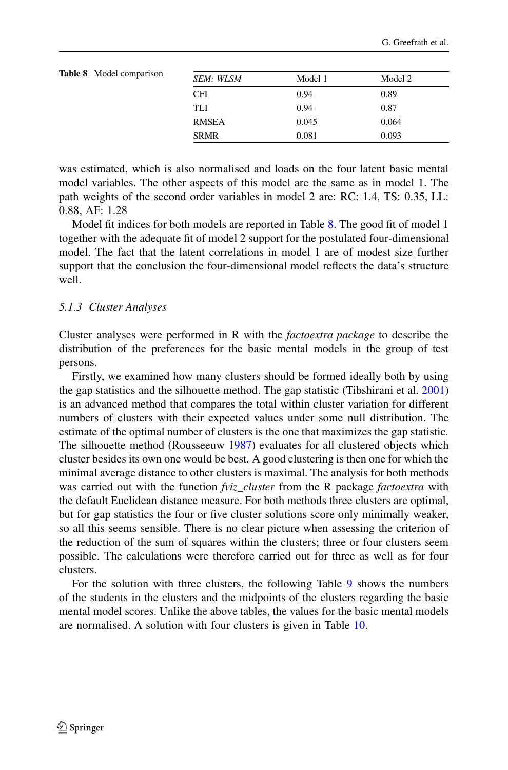**Table 8** Model comparison

| *SEM: WLSM* | Model 1 | Model 2 |
|---|---|---|
| CFI | 0.94 | 0.89 |
| TLI | 0.94 | 0.87 |
| RMSEA | 0.045 | 0.064 |
| SRMR | 0.081 | 0.093 |

was estimated, which is also normalised and loads on the four latent basic mental model variables. The other aspects of this model are the same as in model 1. The path weights of the second order variables in model 2 are: RC: 1.4, TS: 0.35, LL: 0.88, AF: 1.28

Model fit indices for both models are reported in Table 8. The good fit of model 1 together with the adequate fit of model 2 support for the postulated four-dimensional model. The fact that the latent correlations in model 1 are of modest size further support that the conclusion the four-dimensional model reflects the data's structure well.

### *5.1.3 Cluster Analyses*

Cluster analyses were performed in R with the *factoextra package* to describe the distribution of the preferences for the basic mental models in the group of test persons.

Firstly, we examined how many clusters should be formed ideally both by using the gap statistics and the silhouette method. The gap statistic (Tibshirani et al. 2001) is an advanced method that compares the total within cluster variation for different numbers of clusters with their expected values under some null distribution. The estimate of the optimal number of clusters is the one that maximizes the gap statistic. The silhouette method (Rousseeuw 1987) evaluates for all clustered objects which cluster besides its own one would be best. A good clustering is then one for which the minimal average distance to other clusters is maximal. The analysis for both methods was carried out with the function *fviz_cluster* from the R package *factoextra* with the default Euclidean distance measure. For both methods three clusters are optimal, but for gap statistics the four or five cluster solutions score only minimally weaker, so all this seems sensible. There is no clear picture when assessing the criterion of the reduction of the sum of squares within the clusters; three or four clusters seem possible. The calculations were therefore carried out for three as well as for four clusters.

For the solution with three clusters, the following Table 9 shows the numbers of the students in the clusters and the midpoints of the clusters regarding the basic mental model scores. Unlike the above tables, the values for the basic mental models are normalised. A solution with four clusters is given in Table 10.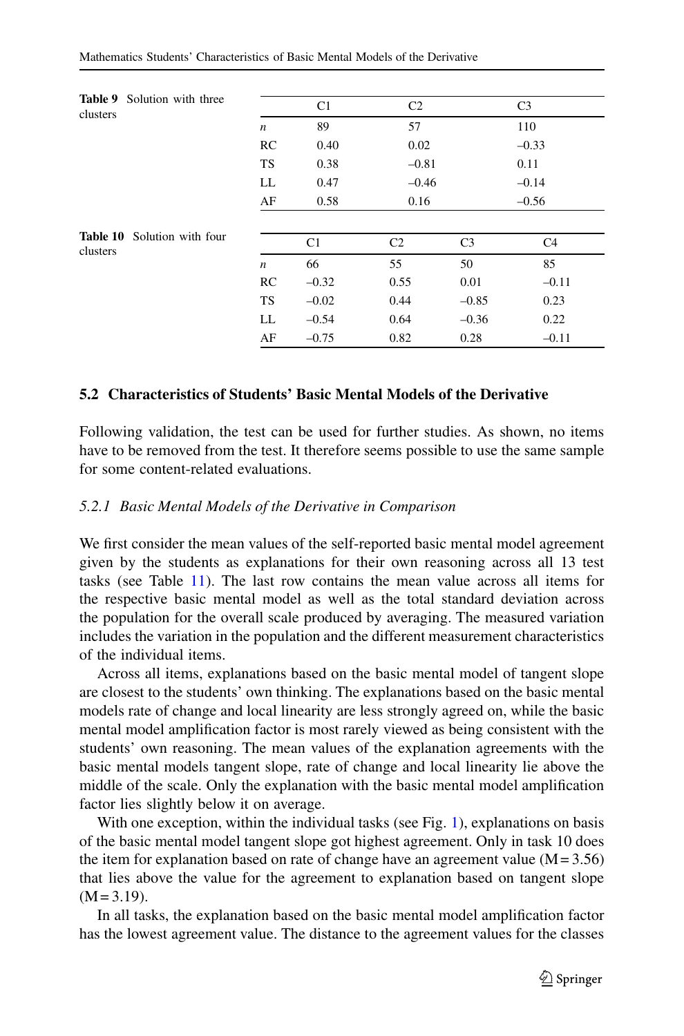**Table 9** Solution with three clusters

| | C1 | C2 | C3 |
|---|---|---|---|
| *n* | 89 | 57 | 110 |
| RC | 0.40 | 0.02 | –0.33 |
| TS | 0.38 | –0.81 | 0.11 |
| LL | 0.47 | –0.46 | –0.14 |
| AF | 0.58 | 0.16 | –0.56 |

**Table 10** Solution with four clusters

| | C1 | C2 | C3 | C4 |
|---|---|---|---|---|
| *n* | 66 | 55 | 50 | 85 |
| RC | –0.32 | 0.55 | 0.01 | –0.11 |
| TS | –0.02 | 0.44 | –0.85 | 0.23 |
| LL | –0.54 | 0.64 | –0.36 | 0.22 |
| AF | –0.75 | 0.82 | 0.28 | –0.11 |

### 5.2 Characteristics of Students' Basic Mental Models of the Derivative

Following validation, the test can be used for further studies. As shown, no items have to be removed from the test. It therefore seems possible to use the same sample for some content-related evaluations.

#### *5.2.1 Basic Mental Models of the Derivative in Comparison*

We first consider the mean values of the self-reported basic mental model agreement given by the students as explanations for their own reasoning across all 13 test tasks (see Table 11). The last row contains the mean value across all items for the respective basic mental model as well as the total standard deviation across the population for the overall scale produced by averaging. The measured variation includes the variation in the population and the different measurement characteristics of the individual items.

Across all items, explanations based on the basic mental model of tangent slope are closest to the students' own thinking. The explanations based on the basic mental models rate of change and local linearity are less strongly agreed on, while the basic mental model amplification factor is most rarely viewed as being consistent with the students' own reasoning. The mean values of the explanation agreements with the basic mental models tangent slope, rate of change and local linearity lie above the middle of the scale. Only the explanation with the basic mental model amplification factor lies slightly below it on average.

With one exception, within the individual tasks (see Fig. 1), explanations on basis of the basic mental model tangent slope got highest agreement. Only in task 10 does the item for explanation based on rate of change have an agreement value ($M = 3.56$) that lies above the value for the agreement to explanation based on tangent slope ($M = 3.19$).

In all tasks, the explanation based on the basic mental model amplification factor has the lowest agreement value. The distance to the agreement values for the classes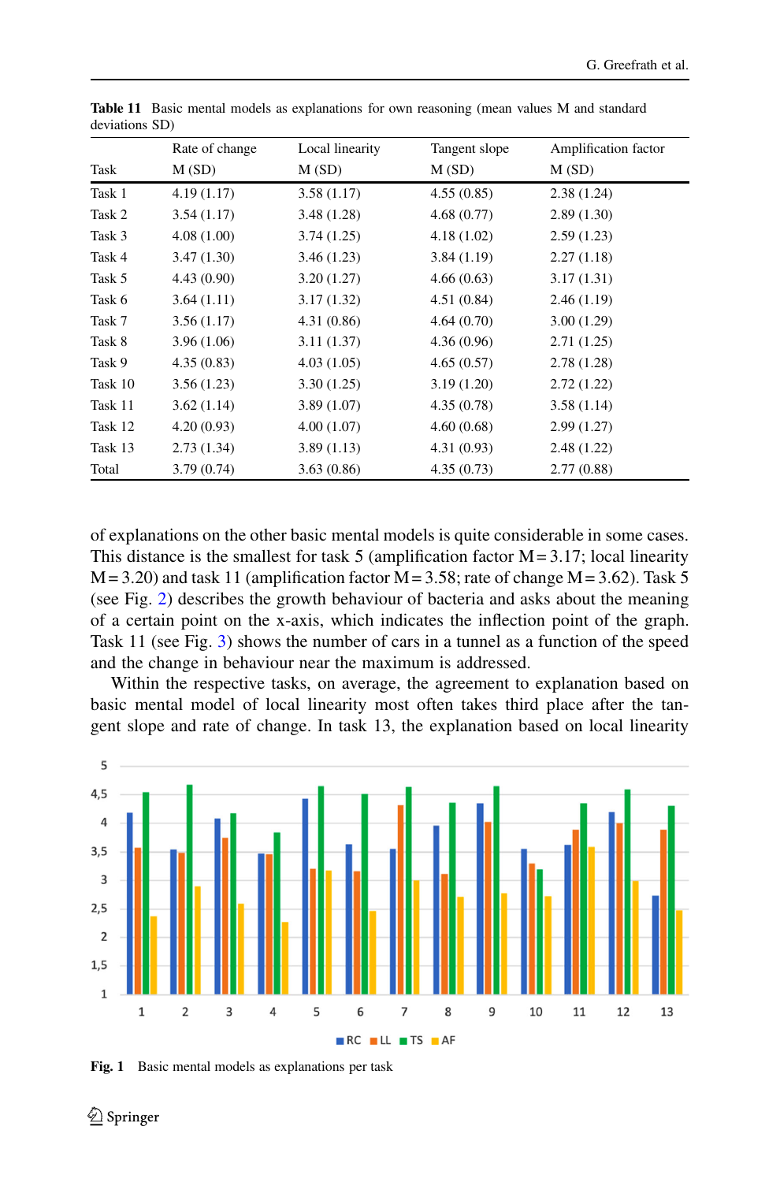**Table 11** Basic mental models as explanations for own reasoning (mean values M and standard deviations SD)

| Task | Rate of change M (SD) | Local linearity M (SD) | Tangent slope M (SD) | Amplification factor M (SD) |
|---|---|---|---|---|
| Task 1 | 4.19 (1.17) | 3.58 (1.17) | 4.55 (0.85) | 2.38 (1.24) |
| Task 2 | 3.54 (1.17) | 3.48 (1.28) | 4.68 (0.77) | 2.89 (1.30) |
| Task 3 | 4.08 (1.00) | 3.74 (1.25) | 4.18 (1.02) | 2.59 (1.23) |
| Task 4 | 3.47 (1.30) | 3.46 (1.23) | 3.84 (1.19) | 2.27 (1.18) |
| Task 5 | 4.43 (0.90) | 3.20 (1.27) | 4.66 (0.63) | 3.17 (1.31) |
| Task 6 | 3.64 (1.11) | 3.17 (1.32) | 4.51 (0.84) | 2.46 (1.19) |
| Task 7 | 3.56 (1.17) | 4.31 (0.86) | 4.64 (0.70) | 3.00 (1.29) |
| Task 8 | 3.96 (1.06) | 3.11 (1.37) | 4.36 (0.96) | 2.71 (1.25) |
| Task 9 | 4.35 (0.83) | 4.03 (1.05) | 4.65 (0.57) | 2.78 (1.28) |
| Task 10 | 3.56 (1.23) | 3.30 (1.25) | 3.19 (1.20) | 2.72 (1.22) |
| Task 11 | 3.62 (1.14) | 3.89 (1.07) | 4.35 (0.78) | 3.58 (1.14) |
| Task 12 | 4.20 (0.93) | 4.00 (1.07) | 4.60 (0.68) | 2.99 (1.27) |
| Task 13 | 2.73 (1.34) | 3.89 (1.13) | 4.31 (0.93) | 2.48 (1.22) |
| Total | 3.79 (0.74) | 3.63 (0.86) | 4.35 (0.73) | 2.77 (0.88) |

of explanations on the other basic mental models is quite considerable in some cases. This distance is the smallest for task 5 (amplification factor M = 3.17; local linearity M = 3.20) and task 11 (amplification factor M = 3.58; rate of change M = 3.62). Task 5 (see Fig. 2) describes the growth behaviour of bacteria and asks about the meaning of a certain point on the x-axis, which indicates the inflection point of the graph. Task 11 (see Fig. 3) shows the number of cars in a tunnel as a function of the speed and the change in behaviour near the maximum is addressed.

Within the respective tasks, on average, the agreement to explanation based on basic mental model of local linearity most often takes third place after the tangent slope and rate of change. In task 13, the explanation based on local linearity

**Fig. 1** Basic mental models as explanations per task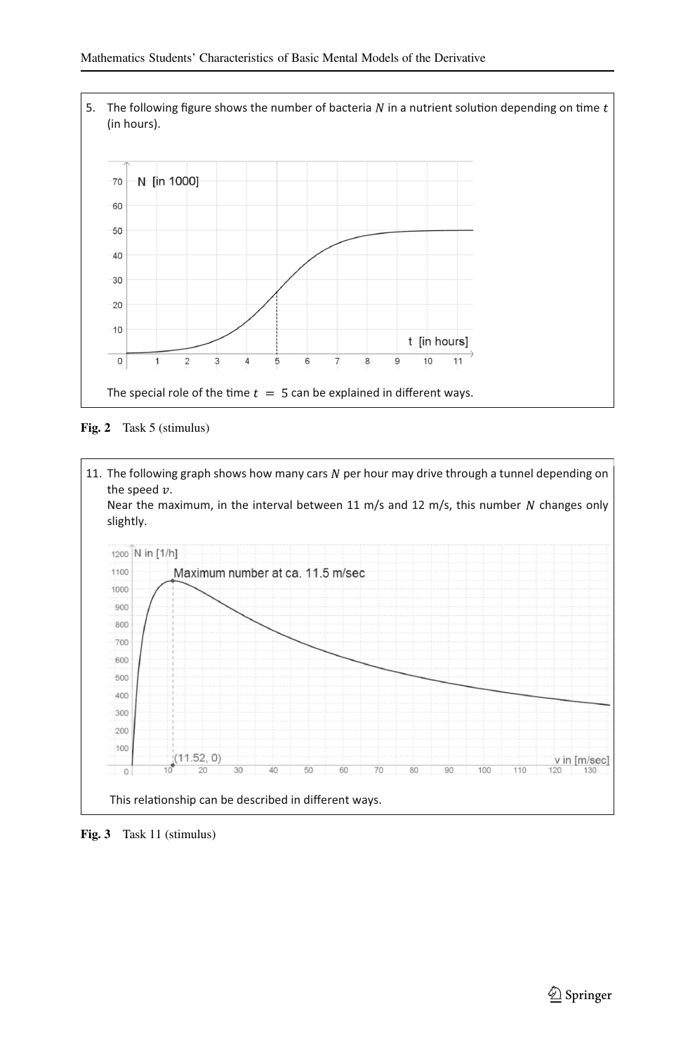5. The following figure shows the number of bacteria $N$ in a nutrient solution depending on time $t$ (in hours).

The special role of the time $t = 5$ can be explained in different ways.

**Fig. 2** Task 5 (stimulus)

11. The following graph shows how many cars $N$ per hour may drive through a tunnel depending on the speed $v$.
Near the maximum, in the interval between 11 m/s and 12 m/s, this number $N$ changes only slightly.

This relationship can be described in different ways.

**Fig. 3** Task 11 (stimulus)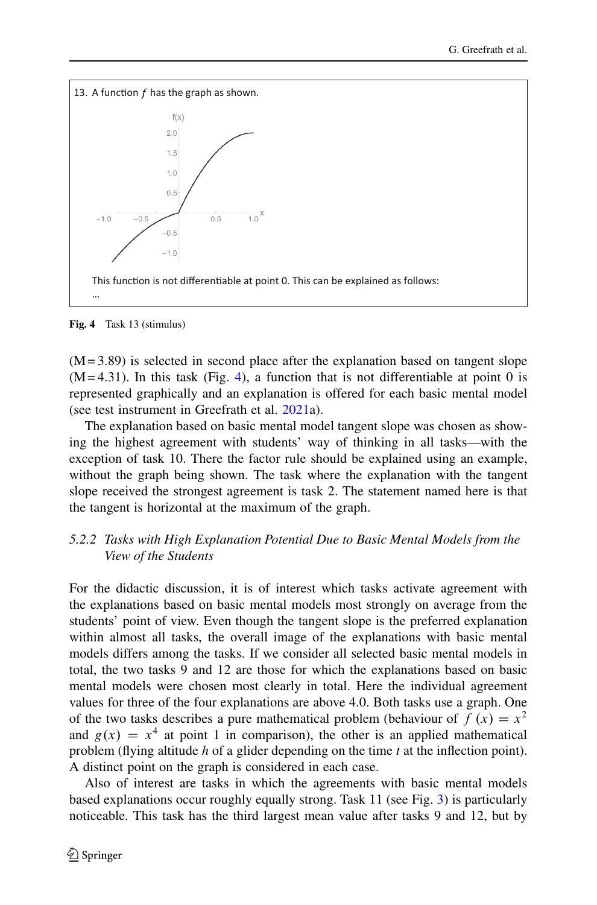13. A function $f$ has the graph as shown.

This function is not differentiable at point 0. This can be explained as follows:

…

**Fig. 4** Task 13 (stimulus)

(M = 3.89) is selected in second place after the explanation based on tangent slope (M = 4.31). In this task (Fig. 4), a function that is not differentiable at point 0 is represented graphically and an explanation is offered for each basic mental model (see test instrument in Greefrath et al. 2021a).

The explanation based on basic mental model tangent slope was chosen as showing the highest agreement with students' way of thinking in all tasks—with the exception of task 10. There the factor rule should be explained using an example, without the graph being shown. The task where the explanation with the tangent slope received the strongest agreement is task 2. The statement named here is that the tangent is horizontal at the maximum of the graph.

### 5.2.2 Tasks with High Explanation Potential Due to Basic Mental Models from the View of the Students

For the didactic discussion, it is of interest which tasks activate agreement with the explanations based on basic mental models most strongly on average from the students' point of view. Even though the tangent slope is the preferred explanation within almost all tasks, the overall image of the explanations with basic mental models differs among the tasks. If we consider all selected basic mental models in total, the two tasks 9 and 12 are those for which the explanations based on basic mental models were chosen most clearly in total. Here the individual agreement values for three of the four explanations are above 4.0. Both tasks use a graph. One of the two tasks describes a pure mathematical problem (behaviour of $f(x) = x^2$ and $g(x) = x^4$ at point 1 in comparison), the other is an applied mathematical problem (flying altitude $h$ of a glider depending on the time $t$ at the inflection point). A distinct point on the graph is considered in each case.

Also of interest are tasks in which the agreements with basic mental models based explanations occur roughly equally strong. Task 11 (see Fig. 3) is particularly noticeable. This task has the third largest mean value after tasks 9 and 12, but by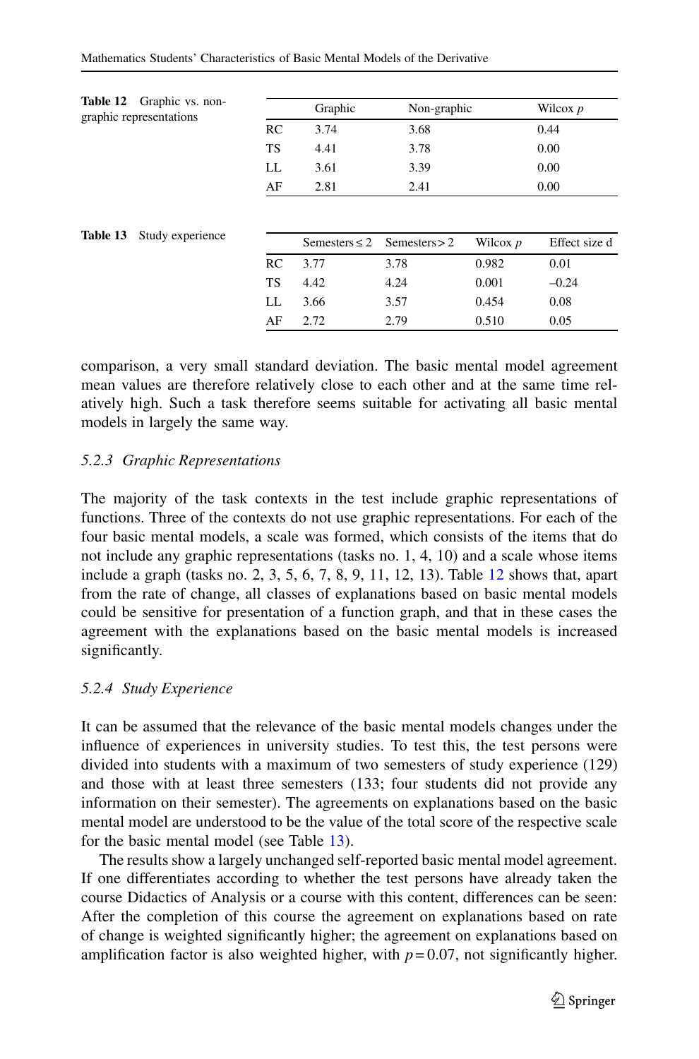**Table 12** Graphic vs. non-graphic representations

| | Graphic | Non-graphic | Wilcox $p$ |
|---|---|---|---|
| RC | 3.74 | 3.68 | 0.44 |
| TS | 4.41 | 3.78 | 0.00 |
| LL | 3.61 | 3.39 | 0.00 |
| AF | 2.81 | 2.41 | 0.00 |

**Table 13** Study experience

| | Semesters ≤ 2 | Semesters > 2 | Wilcox $p$ | Effect size d |
|---|---|---|---|---|
| RC | 3.77 | 3.78 | 0.982 | 0.01 |
| TS | 4.42 | 4.24 | 0.001 | –0.24 |
| LL | 3.66 | 3.57 | 0.454 | 0.08 |
| AF | 2.72 | 2.79 | 0.510 | 0.05 |

comparison, a very small standard deviation. The basic mental model agreement mean values are therefore relatively close to each other and at the same time relatively high. Such a task therefore seems suitable for activating all basic mental models in largely the same way.

### *5.2.3 Graphic Representations*

The majority of the task contexts in the test include graphic representations of functions. Three of the contexts do not use graphic representations. For each of the four basic mental models, a scale was formed, which consists of the items that do not include any graphic representations (tasks no. 1, 4, 10) and a scale whose items include a graph (tasks no. 2, 3, 5, 6, 7, 8, 9, 11, 12, 13). Table 12 shows that, apart from the rate of change, all classes of explanations based on basic mental models could be sensitive for presentation of a function graph, and that in these cases the agreement with the explanations based on the basic mental models is increased significantly.

### *5.2.4 Study Experience*

It can be assumed that the relevance of the basic mental models changes under the influence of experiences in university studies. To test this, the test persons were divided into students with a maximum of two semesters of study experience (129) and those with at least three semesters (133; four students did not provide any information on their semester). The agreements on explanations based on the basic mental model are understood to be the value of the total score of the respective scale for the basic mental model (see Table 13).

The results show a largely unchanged self-reported basic mental model agreement. If one differentiates according to whether the test persons have already taken the course Didactics of Analysis or a course with this content, differences can be seen: After the completion of this course the agreement on explanations based on rate of change is weighted significantly higher; the agreement on explanations based on amplification factor is also weighted higher, with $p = 0.07$, not significantly higher.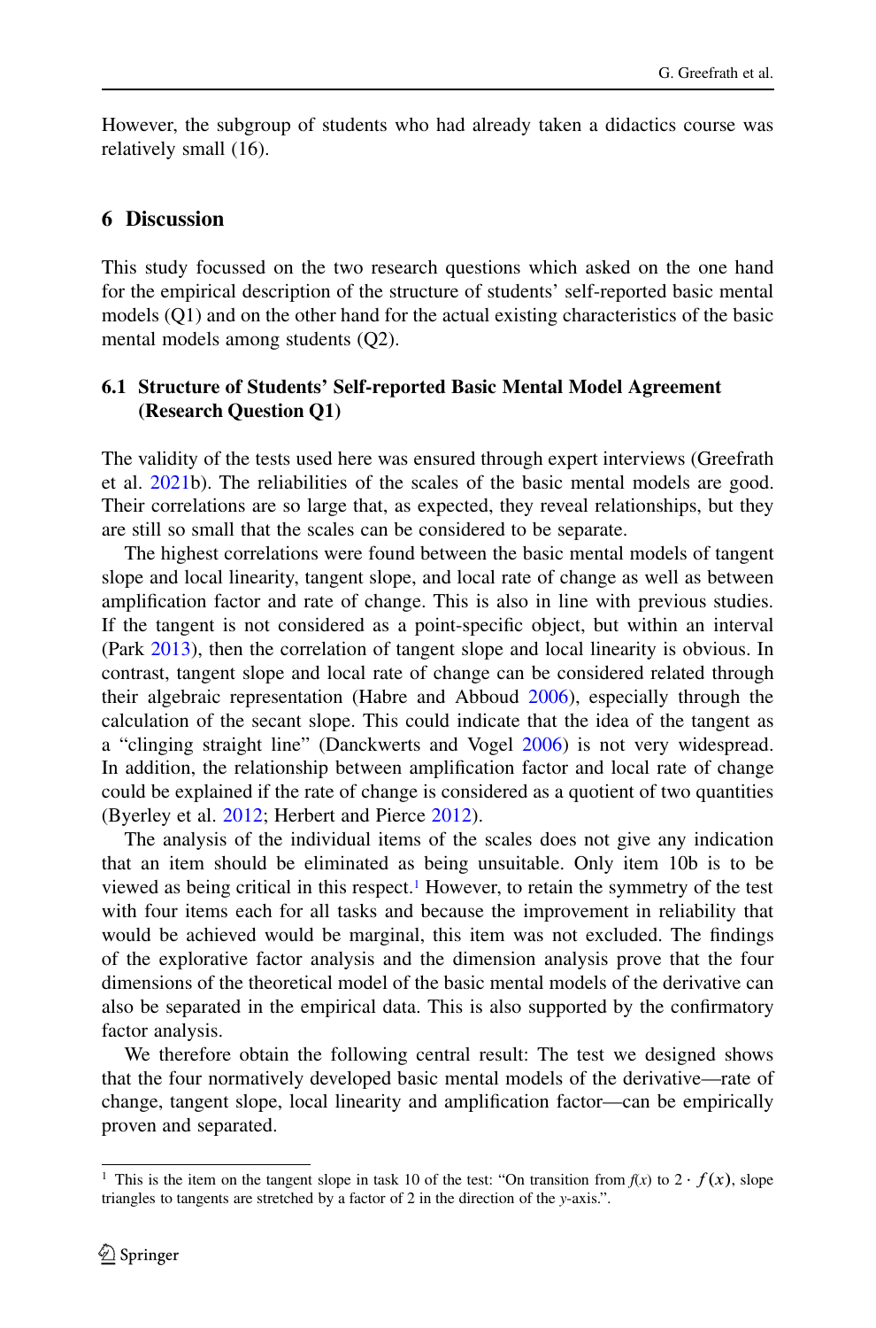However, the subgroup of students who had already taken a didactics course was relatively small (16).

## 6 Discussion

This study focussed on the two research questions which asked on the one hand for the empirical description of the structure of students' self-reported basic mental models (Q1) and on the other hand for the actual existing characteristics of the basic mental models among students (Q2).

### 6.1 Structure of Students' Self-reported Basic Mental Model Agreement (Research Question Q1)

The validity of the tests used here was ensured through expert interviews (Greefrath et al. 2021b). The reliabilities of the scales of the basic mental models are good. Their correlations are so large that, as expected, they reveal relationships, but they are still so small that the scales can be considered to be separate.

The highest correlations were found between the basic mental models of tangent slope and local linearity, tangent slope, and local rate of change as well as between amplification factor and rate of change. This is also in line with previous studies. If the tangent is not considered as a point-specific object, but within an interval (Park 2013), then the correlation of tangent slope and local linearity is obvious. In contrast, tangent slope and local rate of change can be considered related through their algebraic representation (Habre and Abboud 2006), especially through the calculation of the secant slope. This could indicate that the idea of the tangent as a "clinging straight line" (Danckwerts and Vogel 2006) is not very widespread. In addition, the relationship between amplification factor and local rate of change could be explained if the rate of change is considered as a quotient of two quantities (Byerley et al. 2012; Herbert and Pierce 2012).

The analysis of the individual items of the scales does not give any indication that an item should be eliminated as being unsuitable. Only item 10b is to be viewed as being critical in this respect.[1] However, to retain the symmetry of the test with four items each for all tasks and because the improvement in reliability that would be achieved would be marginal, this item was not excluded. The findings of the explorative factor analysis and the dimension analysis prove that the four dimensions of the theoretical model of the basic mental models of the derivative can also be separated in the empirical data. This is also supported by the confirmatory factor analysis.

We therefore obtain the following central result: The test we designed shows that the four normatively developed basic mental models of the derivative—rate of change, tangent slope, local linearity and amplification factor—can be empirically proven and separated.

[1] This is the item on the tangent slope in task 10 of the test: "On transition from $f(x)$ to $2 \cdot f(x)$, slope triangles to tangents are stretched by a factor of 2 in the direction of the $y$-axis.".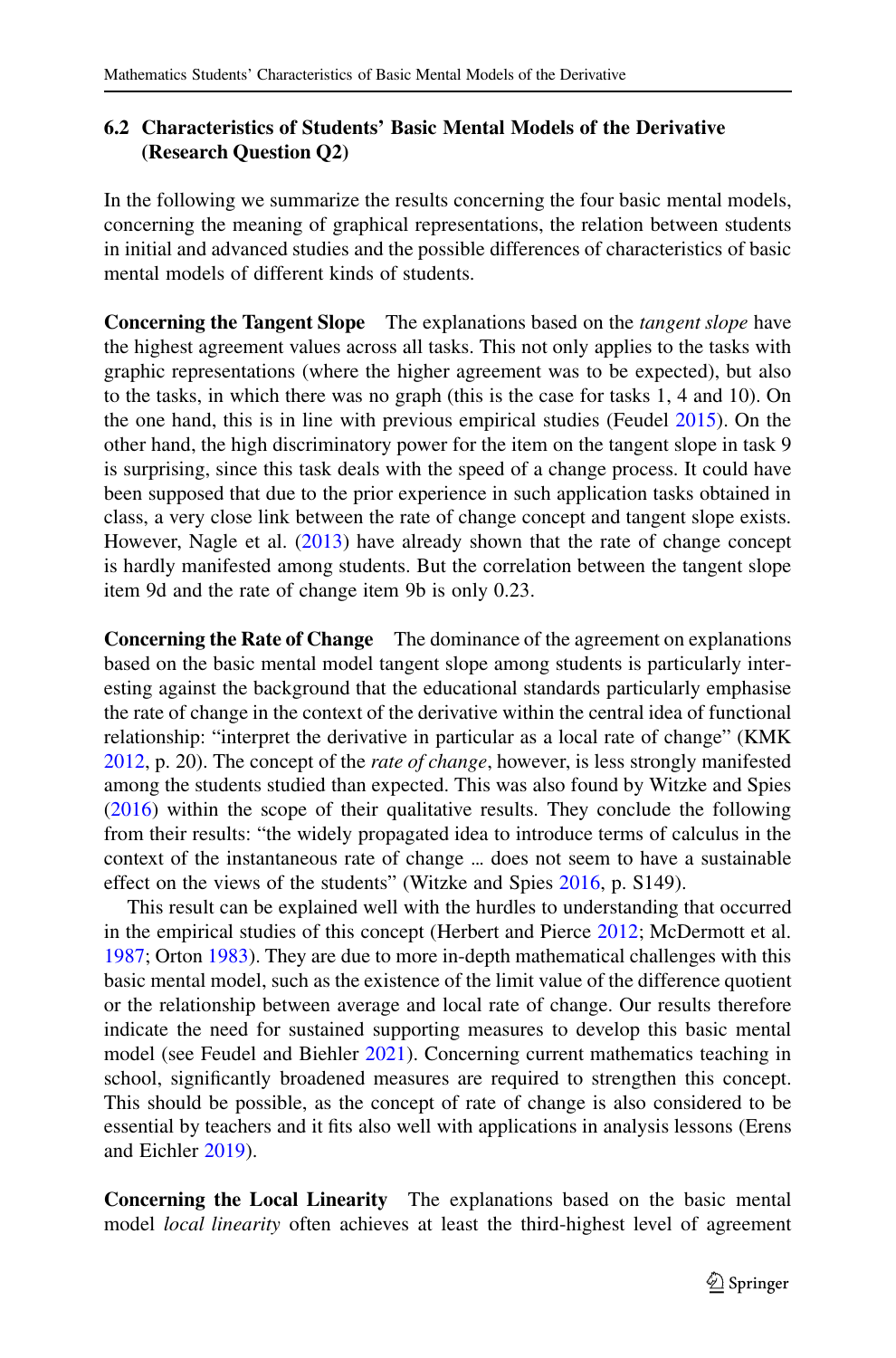### 6.2 Characteristics of Students' Basic Mental Models of the Derivative (Research Question Q2)

In the following we summarize the results concerning the four basic mental models, concerning the meaning of graphical representations, the relation between students in initial and advanced studies and the possible differences of characteristics of basic mental models of different kinds of students.

**Concerning the Tangent Slope** The explanations based on the *tangent slope* have the highest agreement values across all tasks. This not only applies to the tasks with graphic representations (where the higher agreement was to be expected), but also to the tasks, in which there was no graph (this is the case for tasks 1, 4 and 10). On the one hand, this is in line with previous empirical studies (Feudel 2015). On the other hand, the high discriminatory power for the item on the tangent slope in task 9 is surprising, since this task deals with the speed of a change process. It could have been supposed that due to the prior experience in such application tasks obtained in class, a very close link between the rate of change concept and tangent slope exists. However, Nagle et al. (2013) have already shown that the rate of change concept is hardly manifested among students. But the correlation between the tangent slope item 9d and the rate of change item 9b is only 0.23.

**Concerning the Rate of Change** The dominance of the agreement on explanations based on the basic mental model tangent slope among students is particularly interesting against the background that the educational standards particularly emphasise the rate of change in the context of the derivative within the central idea of functional relationship: "interpret the derivative in particular as a local rate of change" (KMK 2012, p. 20). The concept of the *rate of change*, however, is less strongly manifested among the students studied than expected. This was also found by Witzke and Spies (2016) within the scope of their qualitative results. They conclude the following from their results: "the widely propagated idea to introduce terms of calculus in the context of the instantaneous rate of change … does not seem to have a sustainable effect on the views of the students" (Witzke and Spies 2016, p. S149).

This result can be explained well with the hurdles to understanding that occurred in the empirical studies of this concept (Herbert and Pierce 2012; McDermott et al. 1987; Orton 1983). They are due to more in-depth mathematical challenges with this basic mental model, such as the existence of the limit value of the difference quotient or the relationship between average and local rate of change. Our results therefore indicate the need for sustained supporting measures to develop this basic mental model (see Feudel and Biehler 2021). Concerning current mathematics teaching in school, significantly broadened measures are required to strengthen this concept. This should be possible, as the concept of rate of change is also considered to be essential by teachers and it fits also well with applications in analysis lessons (Erens and Eichler 2019).

**Concerning the Local Linearity** The explanations based on the basic mental model *local linearity* often achieves at least the third-highest level of agreement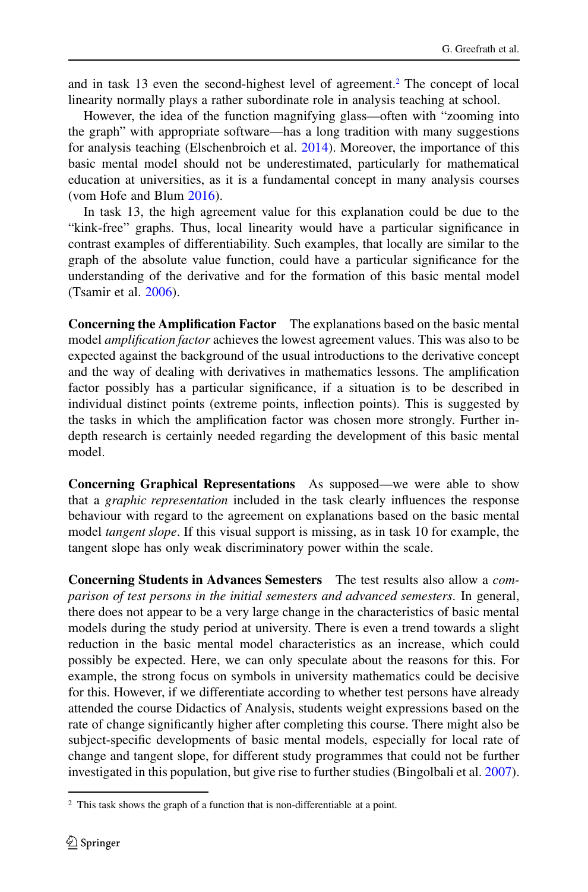and in task 13 even the second-highest level of agreement.[2] The concept of local linearity normally plays a rather subordinate role in analysis teaching at school.

However, the idea of the function magnifying glass—often with "zooming into the graph" with appropriate software—has a long tradition with many suggestions for analysis teaching (Elschenbroich et al. 2014). Moreover, the importance of this basic mental model should not be underestimated, particularly for mathematical education at universities, as it is a fundamental concept in many analysis courses (vom Hofe and Blum 2016).

In task 13, the high agreement value for this explanation could be due to the "kink-free" graphs. Thus, local linearity would have a particular significance in contrast examples of differentiability. Such examples, that locally are similar to the graph of the absolute value function, could have a particular significance for the understanding of the derivative and for the formation of this basic mental model (Tsamir et al. 2006).

**Concerning the Amplification Factor** The explanations based on the basic mental model *amplification factor* achieves the lowest agreement values. This was also to be expected against the background of the usual introductions to the derivative concept and the way of dealing with derivatives in mathematics lessons. The amplification factor possibly has a particular significance, if a situation is to be described in individual distinct points (extreme points, inflection points). This is suggested by the tasks in which the amplification factor was chosen more strongly. Further in-depth research is certainly needed regarding the development of this basic mental model.

**Concerning Graphical Representations** As supposed—we were able to show that a *graphic representation* included in the task clearly influences the response behaviour with regard to the agreement on explanations based on the basic mental model *tangent slope*. If this visual support is missing, as in task 10 for example, the tangent slope has only weak discriminatory power within the scale.

**Concerning Students in Advances Semesters** The test results also allow a *comparison of test persons in the initial semesters and advanced semesters*. In general, there does not appear to be a very large change in the characteristics of basic mental models during the study period at university. There is even a trend towards a slight reduction in the basic mental model characteristics as an increase, which could possibly be expected. Here, we can only speculate about the reasons for this. For example, the strong focus on symbols in university mathematics could be decisive for this. However, if we differentiate according to whether test persons have already attended the course Didactics of Analysis, students weight expressions based on the rate of change significantly higher after completing this course. There might also be subject-specific developments of basic mental models, especially for local rate of change and tangent slope, for different study programmes that could not be further investigated in this population, but give rise to further studies (Bingolbali et al. 2007).

[2] This task shows the graph of a function that is non-differentiable at a point.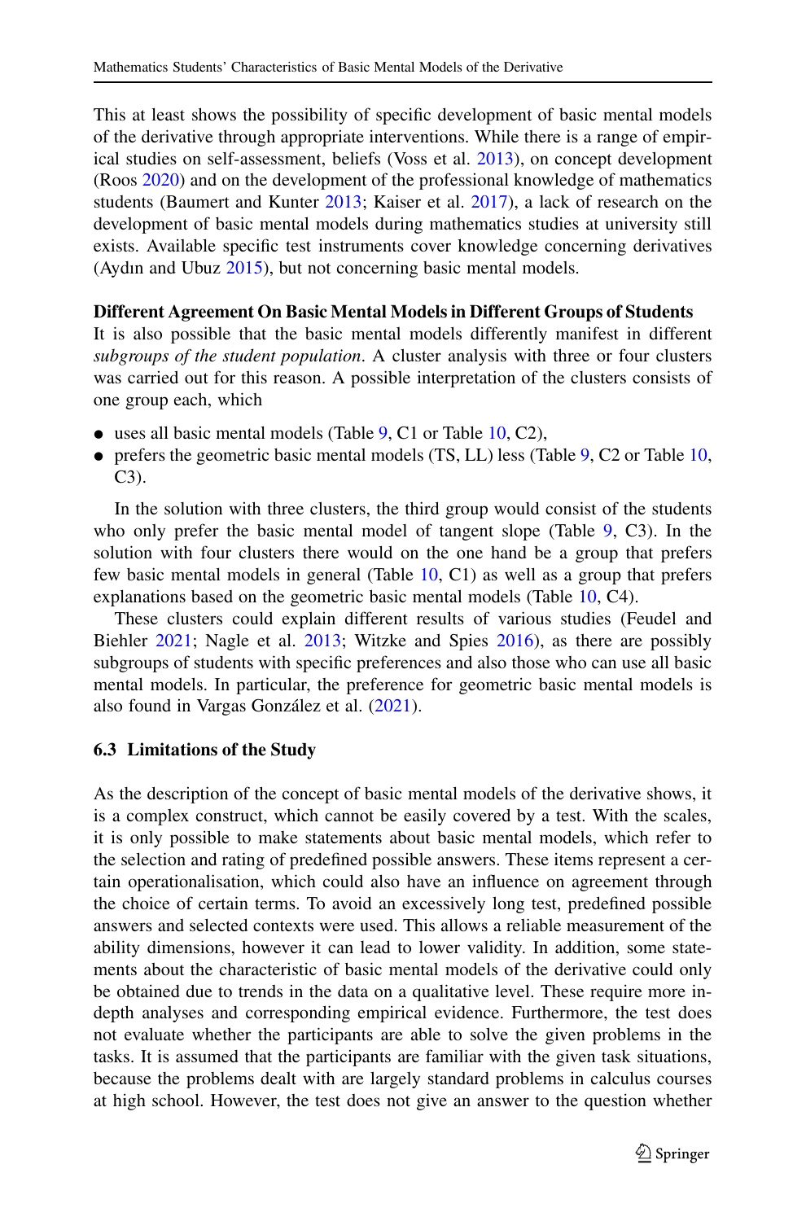This at least shows the possibility of specific development of basic mental models of the derivative through appropriate interventions. While there is a range of empirical studies on self-assessment, beliefs (Voss et al. 2013), on concept development (Roos 2020) and on the development of the professional knowledge of mathematics students (Baumert and Kunter 2013; Kaiser et al. 2017), a lack of research on the development of basic mental models during mathematics studies at university still exists. Available specific test instruments cover knowledge concerning derivatives (Aydın and Ubuz 2015), but not concerning basic mental models.

**Different Agreement On Basic Mental Models in Different Groups of Students**
It is also possible that the basic mental models differently manifest in different *subgroups of the student population*. A cluster analysis with three or four clusters was carried out for this reason. A possible interpretation of the clusters consists of one group each, which

- uses all basic mental models (Table 9, C1 or Table 10, C2),
- prefers the geometric basic mental models (TS, LL) less (Table 9, C2 or Table 10, C3).

In the solution with three clusters, the third group would consist of the students who only prefer the basic mental model of tangent slope (Table 9, C3). In the solution with four clusters there would on the one hand be a group that prefers few basic mental models in general (Table 10, C1) as well as a group that prefers explanations based on the geometric basic mental models (Table 10, C4).

These clusters could explain different results of various studies (Feudel and Biehler 2021; Nagle et al. 2013; Witzke and Spies 2016), as there are possibly subgroups of students with specific preferences and also those who can use all basic mental models. In particular, the preference for geometric basic mental models is also found in Vargas González et al. (2021).

### 6.3 Limitations of the Study

As the description of the concept of basic mental models of the derivative shows, it is a complex construct, which cannot be easily covered by a test. With the scales, it is only possible to make statements about basic mental models, which refer to the selection and rating of predefined possible answers. These items represent a certain operationalisation, which could also have an influence on agreement through the choice of certain terms. To avoid an excessively long test, predefined possible answers and selected contexts were used. This allows a reliable measurement of the ability dimensions, however it can lead to lower validity. In addition, some statements about the characteristic of basic mental models of the derivative could only be obtained due to trends in the data on a qualitative level. These require more in-depth analyses and corresponding empirical evidence. Furthermore, the test does not evaluate whether the participants are able to solve the given problems in the tasks. It is assumed that the participants are familiar with the given task situations, because the problems dealt with are largely standard problems in calculus courses at high school. However, the test does not give an answer to the question whether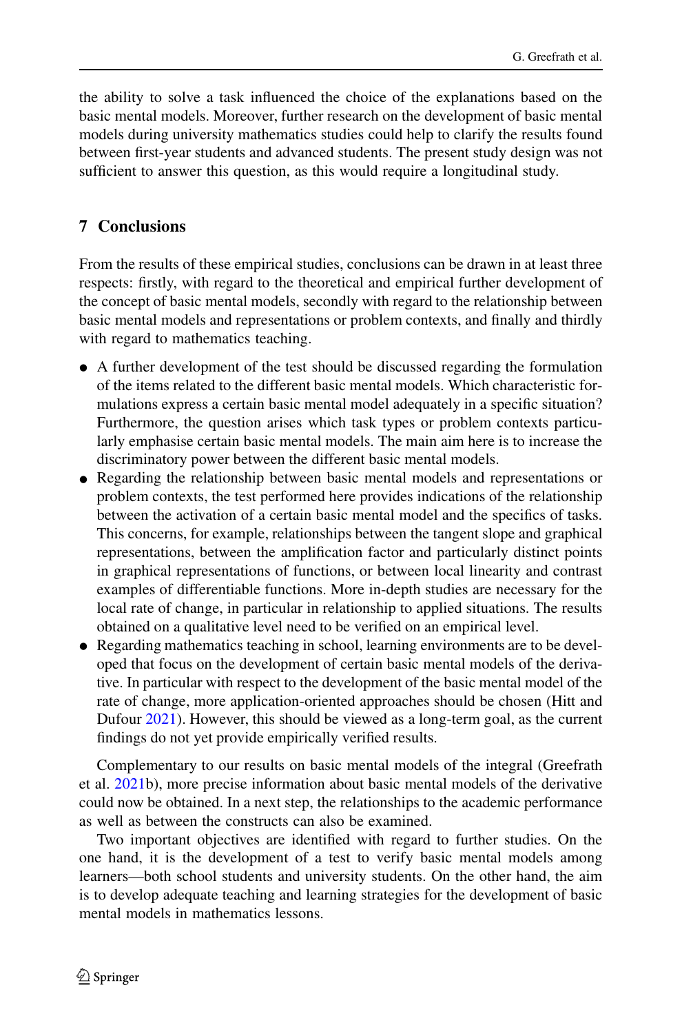the ability to solve a task influenced the choice of the explanations based on the basic mental models. Moreover, further research on the development of basic mental models during university mathematics studies could help to clarify the results found between first-year students and advanced students. The present study design was not sufficient to answer this question, as this would require a longitudinal study.

## 7 Conclusions

From the results of these empirical studies, conclusions can be drawn in at least three respects: firstly, with regard to the theoretical and empirical further development of the concept of basic mental models, secondly with regard to the relationship between basic mental models and representations or problem contexts, and finally and thirdly with regard to mathematics teaching.

- A further development of the test should be discussed regarding the formulation of the items related to the different basic mental models. Which characteristic formulations express a certain basic mental model adequately in a specific situation? Furthermore, the question arises which task types or problem contexts particularly emphasise certain basic mental models. The main aim here is to increase the discriminatory power between the different basic mental models.
- Regarding the relationship between basic mental models and representations or problem contexts, the test performed here provides indications of the relationship between the activation of a certain basic mental model and the specifics of tasks. This concerns, for example, relationships between the tangent slope and graphical representations, between the amplification factor and particularly distinct points in graphical representations of functions, or between local linearity and contrast examples of differentiable functions. More in-depth studies are necessary for the local rate of change, in particular in relationship to applied situations. The results obtained on a qualitative level need to be verified on an empirical level.
- Regarding mathematics teaching in school, learning environments are to be developed that focus on the development of certain basic mental models of the derivative. In particular with respect to the development of the basic mental model of the rate of change, more application-oriented approaches should be chosen (Hitt and Dufour 2021). However, this should be viewed as a long-term goal, as the current findings do not yet provide empirically verified results.

Complementary to our results on basic mental models of the integral (Greefrath et al. 2021b), more precise information about basic mental models of the derivative could now be obtained. In a next step, the relationships to the academic performance as well as between the constructs can also be examined.

Two important objectives are identified with regard to further studies. On the one hand, it is the development of a test to verify basic mental models among learners—both school students and university students. On the other hand, the aim is to develop adequate teaching and learning strategies for the development of basic mental models in mathematics lessons.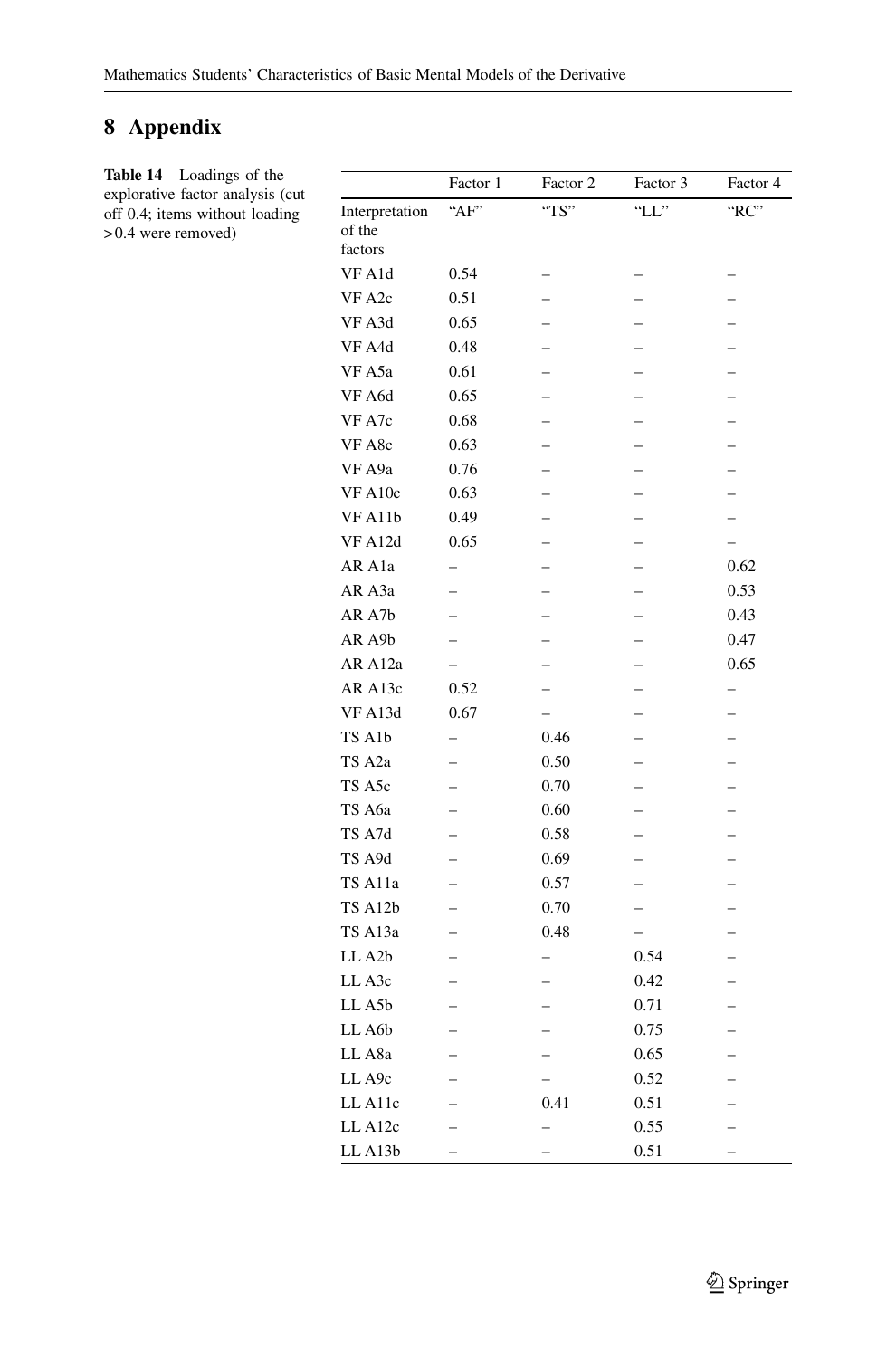## 8 Appendix

**Table 14** Loadings of the explorative factor analysis (cut off 0.4; items without loading >0.4 were removed)

| | Factor 1 | Factor 2 | Factor 3 | Factor 4 |
|---|---|---|---|---|
| Interpretation of the factors | "AF" | "TS" | "LL" | "RC" |
| VF A1d | 0.54 | – | – | – |
| VF A2c | 0.51 | – | – | – |
| VF A3d | 0.65 | – | – | – |
| VF A4d | 0.48 | – | – | – |
| VF A5a | 0.61 | – | – | – |
| VF A6d | 0.65 | – | – | – |
| VF A7c | 0.68 | – | – | – |
| VF A8c | 0.63 | – | – | – |
| VF A9a | 0.76 | – | – | – |
| VF A10c | 0.63 | – | – | – |
| VF A11b | 0.49 | – | – | – |
| VF A12d | 0.65 | – | – | – |
| AR A1a | – | – | – | 0.62 |
| AR A3a | – | – | – | 0.53 |
| AR A7b | – | – | – | 0.43 |
| AR A9b | – | – | – | 0.47 |
| AR A12a | – | – | – | 0.65 |
| AR A13c | 0.52 | – | – | – |
| VF A13d | 0.67 | – | – | – |
| TS A1b | – | 0.46 | – | – |
| TS A2a | – | 0.50 | – | – |
| TS A5c | – | 0.70 | – | – |
| TS A6a | – | 0.60 | – | – |
| TS A7d | – | 0.58 | – | – |
| TS A9d | – | 0.69 | – | – |
| TS A11a | – | 0.57 | – | – |
| TS A12b | – | 0.70 | – | – |
| TS A13a | – | 0.48 | – | – |
| LL A2b | – | – | 0.54 | – |
| LL A3c | – | – | 0.42 | – |
| LL A5b | – | – | 0.71 | – |
| LL A6b | – | – | 0.75 | – |
| LL A8a | – | – | 0.65 | – |
| LL A9c | – | – | 0.52 | – |
| LL A11c | – | 0.41 | 0.51 | – |
| LL A12c | – | – | 0.55 | – |
| LL A13b | – | – | 0.51 | – |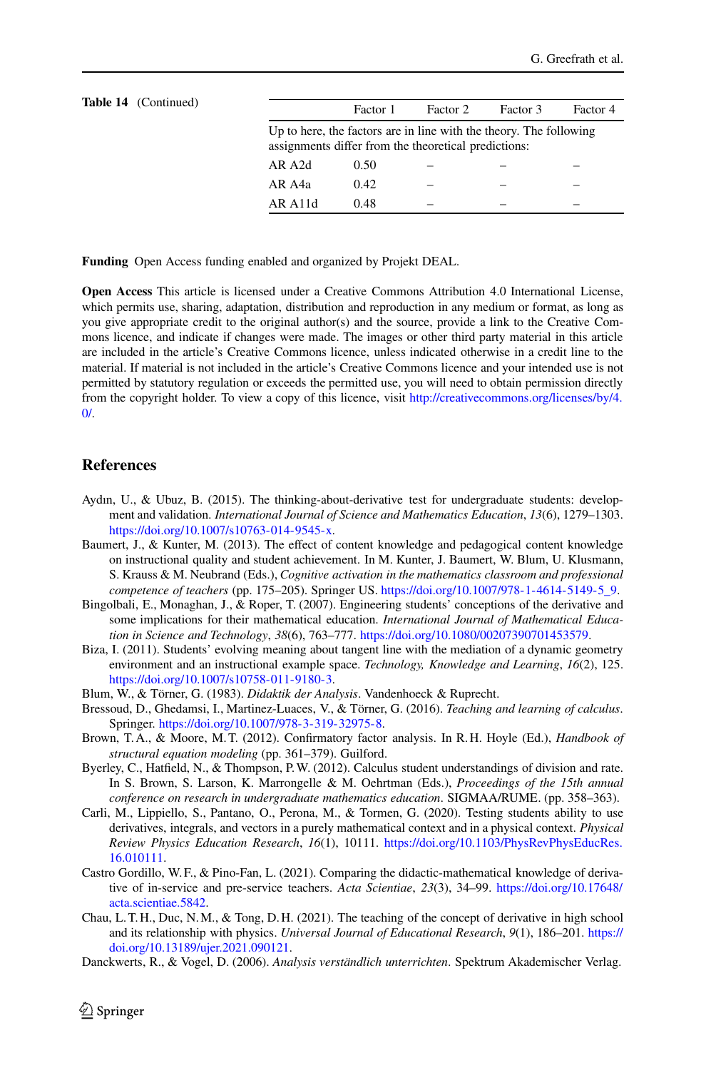**Table 14** (Continued)

| | Factor 1 | Factor 2 | Factor 3 | Factor 4 |
|---|---|---|---|---|
| Up to here, the factors are in line with the theory. The following assignments differ from the theoretical predictions: | | | | |
| AR A2d | 0.50 | – | – | – |
| AR A4a | 0.42 | – | – | – |
| AR A11d | 0.48 | – | – | – |

**Funding** Open Access funding enabled and organized by Projekt DEAL.

**Open Access** This article is licensed under a Creative Commons Attribution 4.0 International License, which permits use, sharing, adaptation, distribution and reproduction in any medium or format, as long as you give appropriate credit to the original author(s) and the source, provide a link to the Creative Commons licence, and indicate if changes were made. The images or other third party material in this article are included in the article's Creative Commons licence, unless indicated otherwise in a credit line to the material. If material is not included in the article's Creative Commons licence and your intended use is not permitted by statutory regulation or exceeds the permitted use, you will need to obtain permission directly from the copyright holder. To view a copy of this licence, visit http://creativecommons.org/licenses/by/4.0/.

## References

Aydın, U., & Ubuz, B. (2015). The thinking-about-derivative test for undergraduate students: development and validation. *International Journal of Science and Mathematics Education*, *13*(6), 1279–1303. https://doi.org/10.1007/s10763-014-9545-x.

Baumert, J., & Kunter, M. (2013). The effect of content knowledge and pedagogical content knowledge on instructional quality and student achievement. In M. Kunter, J. Baumert, W. Blum, U. Klusmann, S. Krauss & M. Neubrand (Eds.), *Cognitive activation in the mathematics classroom and professional competence of teachers* (pp. 175–205). Springer US. https://doi.org/10.1007/978-1-4614-5149-5_9.

Bingolbali, E., Monaghan, J., & Roper, T. (2007). Engineering students' conceptions of the derivative and some implications for their mathematical education. *International Journal of Mathematical Education in Science and Technology*, *38*(6), 763–777. https://doi.org/10.1080/00207390701453579.

Biza, I. (2011). Students' evolving meaning about tangent line with the mediation of a dynamic geometry environment and an instructional example space. *Technology, Knowledge and Learning*, *16*(2), 125. https://doi.org/10.1007/s10758-011-9180-3.

Blum, W., & Törner, G. (1983). *Didaktik der Analysis*. Vandenhoeck & Ruprecht.

Bressoud, D., Ghedamsi, I., Martinez-Luaces, V., & Törner, G. (2016). *Teaching and learning of calculus*. Springer. https://doi.org/10.1007/978-3-319-32975-8.

Brown, T. A., & Moore, M. T. (2012). Confirmatory factor analysis. In R. H. Hoyle (Ed.), *Handbook of structural equation modeling* (pp. 361–379). Guilford.

Byerley, C., Hatfield, N., & Thompson, P. W. (2012). Calculus student understandings of division and rate. In S. Brown, S. Larson, K. Marrongelle & M. Oehrtman (Eds.), *Proceedings of the 15th annual conference on research in undergraduate mathematics education*. SIGMAA/RUME. (pp. 358–363).

Carli, M., Lippiello, S., Pantano, O., Perona, M., & Tormen, G. (2020). Testing students ability to use derivatives, integrals, and vectors in a purely mathematical context and in a physical context. *Physical Review Physics Education Research*, *16*(1), 10111. https://doi.org/10.1103/PhysRevPhysEducRes.16.010111.

Castro Gordillo, W. F., & Pino-Fan, L. (2021). Comparing the didactic-mathematical knowledge of derivative of in-service and pre-service teachers. *Acta Scientiae*, *23*(3), 34–99. https://doi.org/10.17648/acta.scientiae.5842.

Chau, L. T. H., Duc, N. M., & Tong, D. H. (2021). The teaching of the concept of derivative in high school and its relationship with physics. *Universal Journal of Educational Research*, *9*(1), 186–201. https://doi.org/10.13189/ujer.2021.090121.

Danckwerts, R., & Vogel, D. (2006). *Analysis verständlich unterrichten*. Spektrum Akademischer Verlag.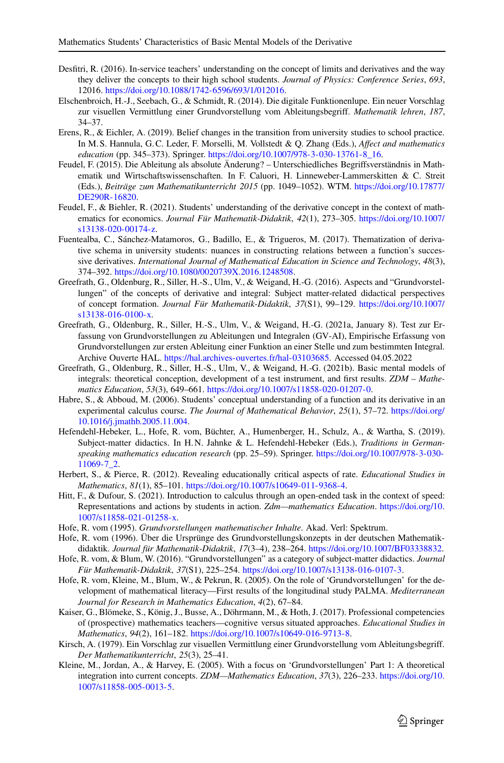Desfitri, R. (2016). In-service teachers' understanding on the concept of limits and derivatives and the way they deliver the concepts to their high school students. *Journal of Physics: Conference Series*, *693*, 12016. https://doi.org/10.1088/1742-6596/693/1/012016.

Elschenbroich, H.-J., Seebach, G., & Schmidt, R. (2014). Die digitale Funktionenlupe. Ein neuer Vorschlag zur visuellen Vermittlung einer Grundvorstellung vom Ableitungsbegriff. *Mathematik lehren*, *187*, 34–37.

Erens, R., & Eichler, A. (2019). Belief changes in the transition from university studies to school practice. In M.S. Hannula, G.C. Leder, F. Morselli, M. Vollstedt & Q. Zhang (Eds.), *Affect and mathematics education* (pp. 345–373). Springer. https://doi.org/10.1007/978-3-030-13761-8_16.

Feudel, F. (2015). Die Ableitung als absolute Änderung? – Unterschiedliches Begriffsverständnis in Mathematik und Wirtschaftswissenschaften. In F. Caluori, H. Linneweber-Lammerskitten & C. Streit (Eds.), *Beiträge zum Mathematikunterricht 2015* (pp. 1049–1052). WTM. https://doi.org/10.17877/DE290R-16820.

Feudel, F., & Biehler, R. (2021). Students' understanding of the derivative concept in the context of mathematics for economics. *Journal Für Mathematik-Didaktik*, *42*(1), 273–305. https://doi.org/10.1007/s13138-020-00174-z.

Fuentealba, C., Sánchez-Matamoros, G., Badillo, E., & Trigueros, M. (2017). Thematization of derivative schema in university students: nuances in constructing relations between a function's successive derivatives. *International Journal of Mathematical Education in Science and Technology*, *48*(3), 374–392. https://doi.org/10.1080/0020739X.2016.1248508.

Greefrath, G., Oldenburg, R., Siller, H.-S., Ulm, V., & Weigand, H.-G. (2016). Aspects and "Grundvorstellungen" of the concepts of derivative and integral: Subject matter-related didactical perspectives of concept formation. *Journal Für Mathematik-Didaktik*, *37*(S1), 99–129. https://doi.org/10.1007/s13138-016-0100-x.

Greefrath, G., Oldenburg, R., Siller, H.-S., Ulm, V., & Weigand, H.-G. (2021a, January 8). Test zur Erfassung von Grundvorstellungen zu Ableitungen und Integralen (GV-AI), Empirische Erfassung von Grundvorstellungen zur ersten Ableitung einer Funktion an einer Stelle und zum bestimmten Integral. Archive Ouverte HAL. https://hal.archives-ouvertes.fr/hal-03103685. Accessed 04.05.2022

Greefrath, G., Oldenburg, R., Siller, H.-S., Ulm, V., & Weigand, H.-G. (2021b). Basic mental models of integrals: theoretical conception, development of a test instrument, and first results. *ZDM – Mathematics Education*, *53*(3), 649–661. https://doi.org/10.1007/s11858-020-01207-0.

Habre, S., & Abboud, M. (2006). Students' conceptual understanding of a function and its derivative in an experimental calculus course. *The Journal of Mathematical Behavior*, *25*(1), 57–72. https://doi.org/10.1016/j.jmathb.2005.11.004.

Hefendehl-Hebeker, L., Hofe, R. vom, Büchter, A., Humenberger, H., Schulz, A., & Wartha, S. (2019). Subject-matter didactics. In H.N. Jahnke & L. Hefendehl-Hebeker (Eds.), *Traditions in German-speaking mathematics education research* (pp. 25–59). Springer. https://doi.org/10.1007/978-3-030-11069-7_2.

Herbert, S., & Pierce, R. (2012). Revealing educationally critical aspects of rate. *Educational Studies in Mathematics*, *81*(1), 85–101. https://doi.org/10.1007/s10649-011-9368-4.

Hitt, F., & Dufour, S. (2021). Introduction to calculus through an open-ended task in the context of speed: Representations and actions by students in action. *Zdm—mathematics Education*. https://doi.org/10.1007/s11858-021-01258-x.

Hofe, R. vom (1995). *Grundvorstellungen mathematischer Inhalte*. Akad. Verl: Spektrum.

Hofe, R. vom (1996). Über die Ursprünge des Grundvorstellungskonzepts in der deutschen Mathematikdidaktik. *Journal für Mathematik-Didaktik*, *17*(3–4), 238–264. https://doi.org/10.1007/BF03338832.

Hofe, R. vom, & Blum, W. (2016). "Grundvorstellungen" as a category of subject-matter didactics. *Journal Für Mathematik-Didaktik*, *37*(S1), 225–254. https://doi.org/10.1007/s13138-016-0107-3.

Hofe, R. vom, Kleine, M., Blum, W., & Pekrun, R. (2005). On the role of 'Grundvorstellungen' for the development of mathematical literacy—First results of the longitudinal study PALMA. *Mediterranean Journal for Research in Mathematics Education*, *4*(2), 67–84.

Kaiser, G., Blömeke, S., König, J., Busse, A., Döhrmann, M., & Hoth, J. (2017). Professional competencies of (prospective) mathematics teachers—cognitive versus situated approaches. *Educational Studies in Mathematics*, *94*(2), 161–182. https://doi.org/10.1007/s10649-016-9713-8.

Kirsch, A. (1979). Ein Vorschlag zur visuellen Vermittlung einer Grundvorstellung vom Ableitungsbegriff. *Der Mathematikunterricht*, *25*(3), 25–41.

Kleine, M., Jordan, A., & Harvey, E. (2005). With a focus on 'Grundvorstellungen' Part 1: A theoretical integration into current concepts. *ZDM—Mathematics Education*, *37*(3), 226–233. https://doi.org/10.1007/s11858-005-0013-5.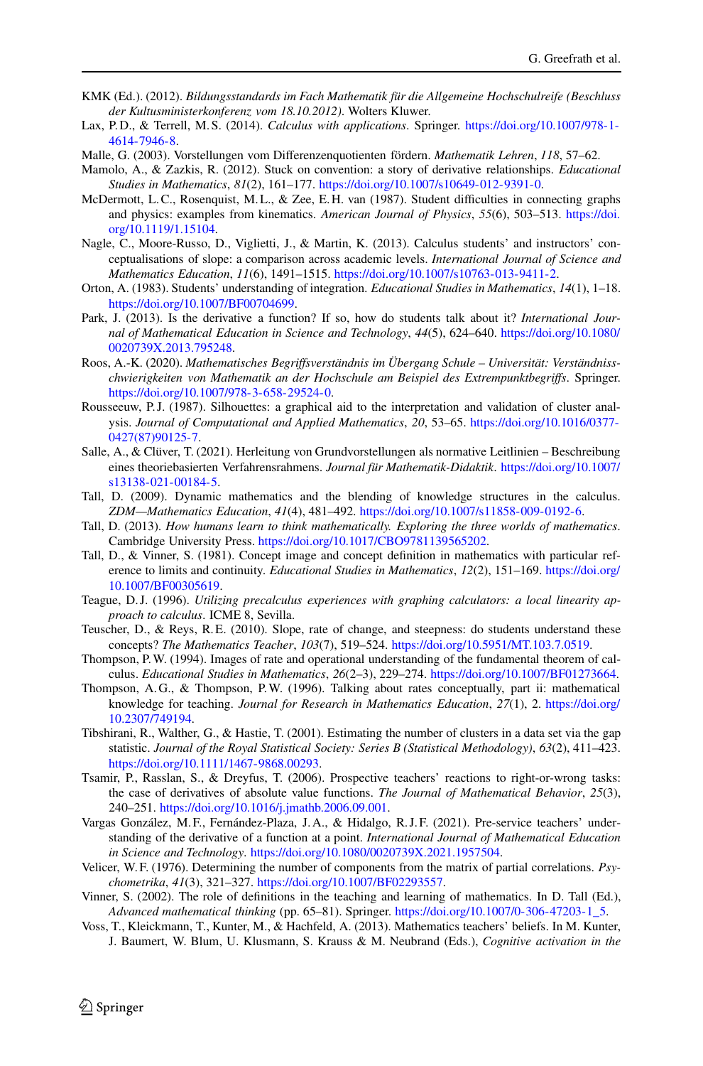KMK (Ed.). (2012). *Bildungsstandards im Fach Mathematik für die Allgemeine Hochschulreife (Beschluss der Kultusministerkonferenz vom 18.10.2012)*. Wolters Kluwer.

Lax, P.D., & Terrell, M.S. (2014). *Calculus with applications*. Springer. https://doi.org/10.1007/978-1-4614-7946-8.

Malle, G. (2003). Vorstellungen vom Differenzenquotienten fördern. *Mathematik Lehren*, *118*, 57–62.

Mamolo, A., & Zazkis, R. (2012). Stuck on convention: a story of derivative relationships. *Educational Studies in Mathematics*, *81*(2), 161–177. https://doi.org/10.1007/s10649-012-9391-0.

McDermott, L.C., Rosenquist, M.L., & Zee, E.H. van (1987). Student difficulties in connecting graphs and physics: examples from kinematics. *American Journal of Physics*, *55*(6), 503–513. https://doi.org/10.1119/1.15104.

Nagle, C., Moore-Russo, D., Viglietti, J., & Martin, K. (2013). Calculus students' and instructors' conceptualisations of slope: a comparison across academic levels. *International Journal of Science and Mathematics Education*, *11*(6), 1491–1515. https://doi.org/10.1007/s10763-013-9411-2.

Orton, A. (1983). Students' understanding of integration. *Educational Studies in Mathematics*, *14*(1), 1–18. https://doi.org/10.1007/BF00704699.

Park, J. (2013). Is the derivative a function? If so, how do students talk about it? *International Journal of Mathematical Education in Science and Technology*, *44*(5), 624–640. https://doi.org/10.1080/0020739X.2013.795248.

Roos, A.-K. (2020). *Mathematisches Begriffsverständnis im Übergang Schule – Universität: Verständnisschwierigkeiten von Mathematik an der Hochschule am Beispiel des Extrempunktbegriffs*. Springer. https://doi.org/10.1007/978-3-658-29524-0.

Rousseeuw, P.J. (1987). Silhouettes: a graphical aid to the interpretation and validation of cluster analysis. *Journal of Computational and Applied Mathematics*, *20*, 53–65. https://doi.org/10.1016/0377-0427(87)90125-7.

Salle, A., & Clüver, T. (2021). Herleitung von Grundvorstellungen als normative Leitlinien – Beschreibung eines theoriebasierten Verfahrensrahmens. *Journal für Mathematik-Didaktik*. https://doi.org/10.1007/s13138-021-00184-5.

Tall, D. (2009). Dynamic mathematics and the blending of knowledge structures in the calculus. *ZDM—Mathematics Education*, *41*(4), 481–492. https://doi.org/10.1007/s11858-009-0192-6.

Tall, D. (2013). *How humans learn to think mathematically. Exploring the three worlds of mathematics*. Cambridge University Press. https://doi.org/10.1017/CBO9781139565202.

Tall, D., & Vinner, S. (1981). Concept image and concept definition in mathematics with particular reference to limits and continuity. *Educational Studies in Mathematics*, *12*(2), 151–169. https://doi.org/10.1007/BF00305619.

Teague, D.J. (1996). *Utilizing precalculus experiences with graphing calculators: a local linearity approach to calculus*. ICME 8, Sevilla.

Teuscher, D., & Reys, R.E. (2010). Slope, rate of change, and steepness: do students understand these concepts? *The Mathematics Teacher*, *103*(7), 519–524. https://doi.org/10.5951/MT.103.7.0519.

Thompson, P.W. (1994). Images of rate and operational understanding of the fundamental theorem of calculus. *Educational Studies in Mathematics*, *26*(2–3), 229–274. https://doi.org/10.1007/BF01273664.

Thompson, A.G., & Thompson, P.W. (1996). Talking about rates conceptually, part ii: mathematical knowledge for teaching. *Journal for Research in Mathematics Education*, *27*(1), 2. https://doi.org/10.2307/749194.

Tibshirani, R., Walther, G., & Hastie, T. (2001). Estimating the number of clusters in a data set via the gap statistic. *Journal of the Royal Statistical Society: Series B (Statistical Methodology)*, *63*(2), 411–423. https://doi.org/10.1111/1467-9868.00293.

Tsamir, P., Rasslan, S., & Dreyfus, T. (2006). Prospective teachers' reactions to right-or-wrong tasks: the case of derivatives of absolute value functions. *The Journal of Mathematical Behavior*, *25*(3), 240–251. https://doi.org/10.1016/j.jmathb.2006.09.001.

Vargas González, M.F., Fernández-Plaza, J.A., & Hidalgo, R.J.F. (2021). Pre-service teachers' understanding of the derivative of a function at a point. *International Journal of Mathematical Education in Science and Technology*. https://doi.org/10.1080/0020739X.2021.1957504.

Velicer, W.F. (1976). Determining the number of components from the matrix of partial correlations. *Psychometrika*, *41*(3), 321–327. https://doi.org/10.1007/BF02293557.

Vinner, S. (2002). The role of definitions in the teaching and learning of mathematics. In D. Tall (Ed.), *Advanced mathematical thinking* (pp. 65–81). Springer. https://doi.org/10.1007/0-306-47203-1_5.

Voss, T., Kleickmann, T., Kunter, M., & Hachfeld, A. (2013). Mathematics teachers' beliefs. In M. Kunter, J. Baumert, W. Blum, U. Klusmann, S. Krauss & M. Neubrand (Eds.), *Cognitive activation in the*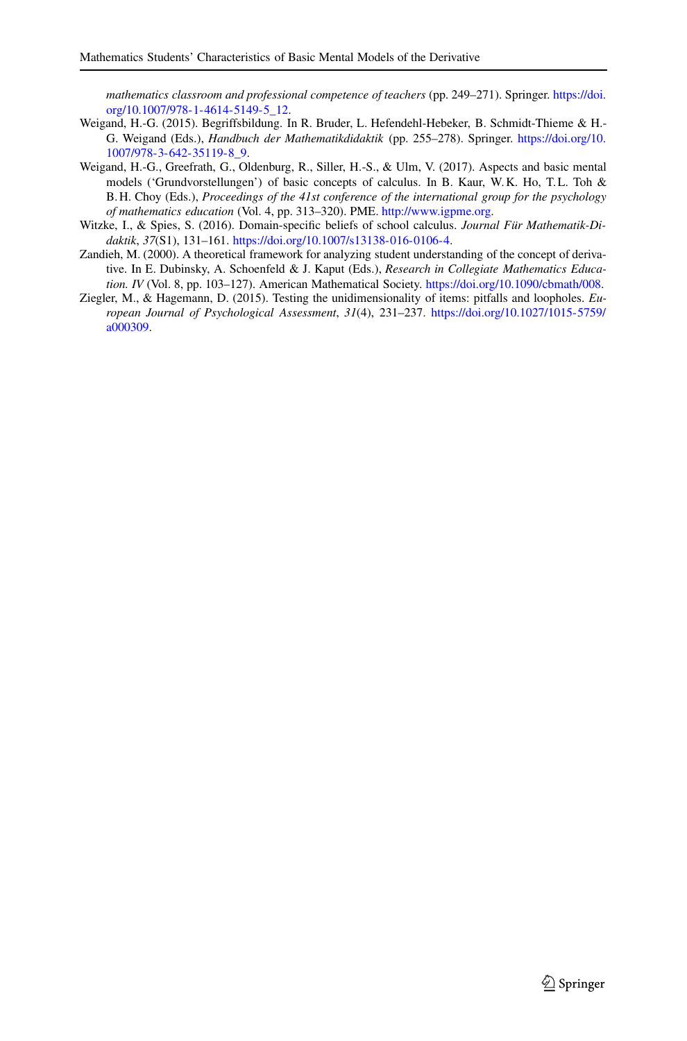*mathematics classroom and professional competence of teachers* (pp. 249–271). Springer. https://doi.org/10.1007/978-1-4614-5149-5_12.

Weigand, H.-G. (2015). Begriffsbildung. In R. Bruder, L. Hefendehl-Hebeker, B. Schmidt-Thieme & H.-G. Weigand (Eds.), *Handbuch der Mathematikdidaktik* (pp. 255–278). Springer. https://doi.org/10.1007/978-3-642-35119-8_9.

Weigand, H.-G., Greefrath, G., Oldenburg, R., Siller, H.-S., & Ulm, V. (2017). Aspects and basic mental models ('Grundvorstellungen') of basic concepts of calculus. In B. Kaur, W.K. Ho, T.L. Toh & B.H. Choy (Eds.), *Proceedings of the 41st conference of the international group for the psychology of mathematics education* (Vol. 4, pp. 313–320). PME. http://www.igpme.org.

Witzke, I., & Spies, S. (2016). Domain-specific beliefs of school calculus. *Journal Für Mathematik-Didaktik*, *37*(S1), 131–161. https://doi.org/10.1007/s13138-016-0106-4.

Zandieh, M. (2000). A theoretical framework for analyzing student understanding of the concept of derivative. In E. Dubinsky, A. Schoenfeld & J. Kaput (Eds.), *Research in Collegiate Mathematics Education. IV* (Vol. 8, pp. 103–127). American Mathematical Society. https://doi.org/10.1090/cbmath/008.

Ziegler, M., & Hagemann, D. (2015). Testing the unidimensionality of items: pitfalls and loopholes. *European Journal of Psychological Assessment*, *31*(4), 231–237. https://doi.org/10.1027/1015-5759/a000309.